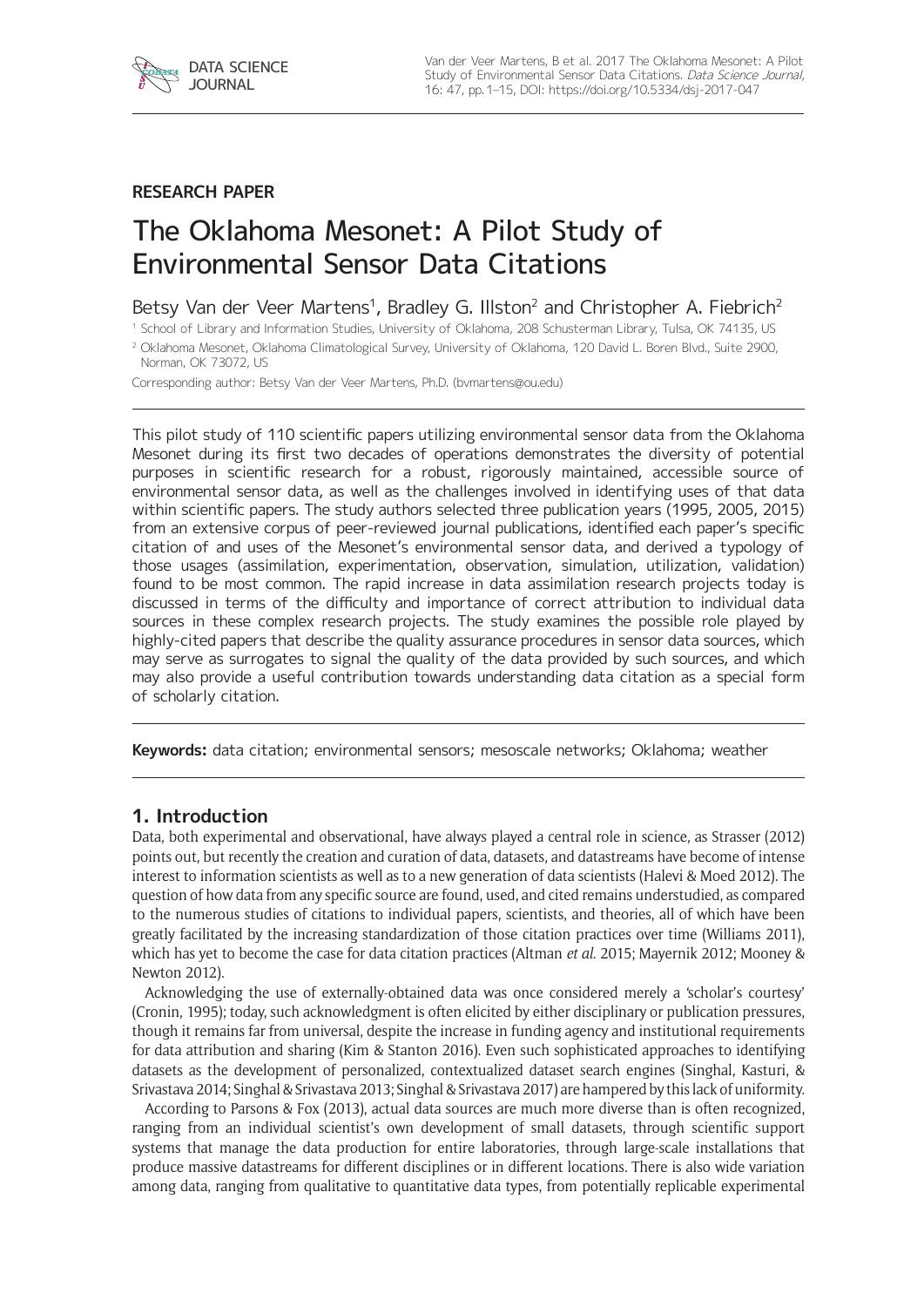RESEARCH PAPER

# The Oklahoma Mesonet: A Pilot Study of Environmental Sensor Data Citations

Betsy Van der Veer Martens[1], Bradley G. Illston[2] and Christopher A. Fiebrich[2]

[1] School of Library and Information Studies, University of Oklahoma, 208 Schusterman Library, Tulsa, OK 74135, US

[2] Oklahoma Mesonet, Oklahoma Climatological Survey, University of Oklahoma, 120 David L. Boren Blvd., Suite 2900, Norman, OK 73072, US

Corresponding author: Betsy Van der Veer Martens, Ph.D. (bvmartens@ou.edu)

This pilot study of 110 scientific papers utilizing environmental sensor data from the Oklahoma Mesonet during its first two decades of operations demonstrates the diversity of potential purposes in scientific research for a robust, rigorously maintained, accessible source of environmental sensor data, as well as the challenges involved in identifying uses of that data within scientific papers. The study authors selected three publication years (1995, 2005, 2015) from an extensive corpus of peer-reviewed journal publications, identified each paper's specific citation of and uses of the Mesonet's environmental sensor data, and derived a typology of those usages (assimilation, experimentation, observation, simulation, utilization, validation) found to be most common. The rapid increase in data assimilation research projects today is discussed in terms of the difficulty and importance of correct attribution to individual data sources in these complex research projects. The study examines the possible role played by highly-cited papers that describe the quality assurance procedures in sensor data sources, which may serve as surrogates to signal the quality of the data provided by such sources, and which may also provide a useful contribution towards understanding data citation as a special form of scholarly citation.

**Keywords:** data citation; environmental sensors; mesoscale networks; Oklahoma; weather

## 1. Introduction

Data, both experimental and observational, have always played a central role in science, as Strasser (2012) points out, but recently the creation and curation of data, datasets, and datastreams have become of intense interest to information scientists as well as to a new generation of data scientists (Halevi & Moed 2012). The question of how data from any specific source are found, used, and cited remains understudied, as compared to the numerous studies of citations to individual papers, scientists, and theories, all of which have been greatly facilitated by the increasing standardization of those citation practices over time (Williams 2011), which has yet to become the case for data citation practices (Altman *et al.* 2015; Mayernik 2012; Mooney & Newton 2012).

Acknowledging the use of externally-obtained data was once considered merely a 'scholar's courtesy' (Cronin, 1995); today, such acknowledgment is often elicited by either disciplinary or publication pressures, though it remains far from universal, despite the increase in funding agency and institutional requirements for data attribution and sharing (Kim & Stanton 2016). Even such sophisticated approaches to identifying datasets as the development of personalized, contextualized dataset search engines (Singhal, Kasturi, & Srivastava 2014; Singhal & Srivastava 2013; Singhal & Srivastava 2017) are hampered by this lack of uniformity.

According to Parsons & Fox (2013), actual data sources are much more diverse than is often recognized, ranging from an individual scientist's own development of small datasets, through scientific support systems that manage the data production for entire laboratories, through large-scale installations that produce massive datastreams for different disciplines or in different locations. There is also wide variation among data, ranging from qualitative to quantitative data types, from potentially replicable experimental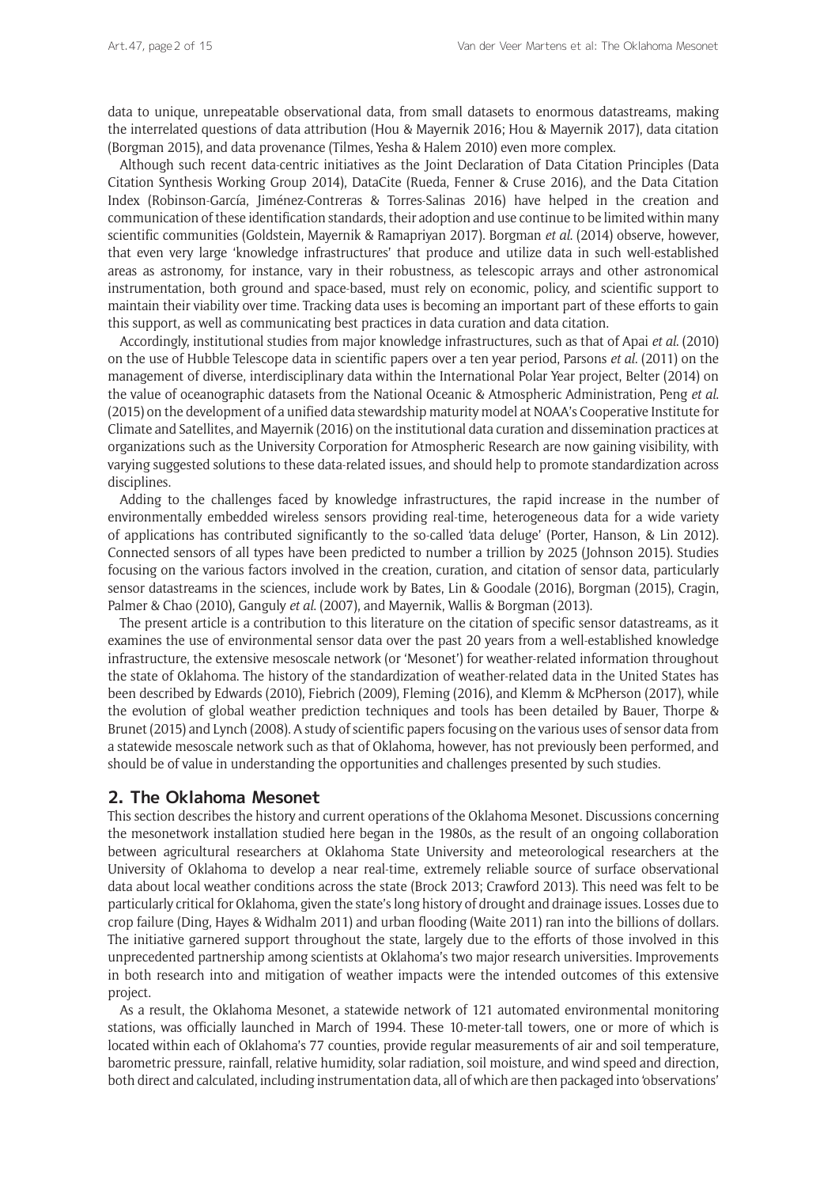data to unique, unrepeatable observational data, from small datasets to enormous datastreams, making the interrelated questions of data attribution (Hou & Mayernik 2016; Hou & Mayernik 2017), data citation (Borgman 2015), and data provenance (Tilmes, Yesha & Halem 2010) even more complex.

Although such recent data-centric initiatives as the Joint Declaration of Data Citation Principles (Data Citation Synthesis Working Group 2014), DataCite (Rueda, Fenner & Cruse 2016), and the Data Citation Index (Robinson-García, Jiménez-Contreras & Torres-Salinas 2016) have helped in the creation and communication of these identification standards, their adoption and use continue to be limited within many scientific communities (Goldstein, Mayernik & Ramapriyan 2017). Borgman *et al.* (2014) observe, however, that even very large 'knowledge infrastructures' that produce and utilize data in such well-established areas as astronomy, for instance, vary in their robustness, as telescopic arrays and other astronomical instrumentation, both ground and space-based, must rely on economic, policy, and scientific support to maintain their viability over time. Tracking data uses is becoming an important part of these efforts to gain this support, as well as communicating best practices in data curation and data citation.

Accordingly, institutional studies from major knowledge infrastructures, such as that of Apai *et al.* (2010) on the use of Hubble Telescope data in scientific papers over a ten year period, Parsons *et al.* (2011) on the management of diverse, interdisciplinary data within the International Polar Year project, Belter (2014) on the value of oceanographic datasets from the National Oceanic & Atmospheric Administration, Peng *et al.* (2015) on the development of a unified data stewardship maturity model at NOAA's Cooperative Institute for Climate and Satellites, and Mayernik (2016) on the institutional data curation and dissemination practices at organizations such as the University Corporation for Atmospheric Research are now gaining visibility, with varying suggested solutions to these data-related issues, and should help to promote standardization across disciplines.

Adding to the challenges faced by knowledge infrastructures, the rapid increase in the number of environmentally embedded wireless sensors providing real-time, heterogeneous data for a wide variety of applications has contributed significantly to the so-called 'data deluge' (Porter, Hanson, & Lin 2012). Connected sensors of all types have been predicted to number a trillion by 2025 (Johnson 2015). Studies focusing on the various factors involved in the creation, curation, and citation of sensor data, particularly sensor datastreams in the sciences, include work by Bates, Lin & Goodale (2016), Borgman (2015), Cragin, Palmer & Chao (2010), Ganguly *et al.* (2007), and Mayernik, Wallis & Borgman (2013).

The present article is a contribution to this literature on the citation of specific sensor datastreams, as it examines the use of environmental sensor data over the past 20 years from a well-established knowledge infrastructure, the extensive mesoscale network (or 'Mesonet') for weather-related information throughout the state of Oklahoma. The history of the standardization of weather-related data in the United States has been described by Edwards (2010), Fiebrich (2009), Fleming (2016), and Klemm & McPherson (2017), while the evolution of global weather prediction techniques and tools has been detailed by Bauer, Thorpe & Brunet (2015) and Lynch (2008). A study of scientific papers focusing on the various uses of sensor data from a statewide mesoscale network such as that of Oklahoma, however, has not previously been performed, and should be of value in understanding the opportunities and challenges presented by such studies.

## 2. The Oklahoma Mesonet

This section describes the history and current operations of the Oklahoma Mesonet. Discussions concerning the mesonetwork installation studied here began in the 1980s, as the result of an ongoing collaboration between agricultural researchers at Oklahoma State University and meteorological researchers at the University of Oklahoma to develop a near real-time, extremely reliable source of surface observational data about local weather conditions across the state (Brock 2013; Crawford 2013). This need was felt to be particularly critical for Oklahoma, given the state's long history of drought and drainage issues. Losses due to crop failure (Ding, Hayes & Widhalm 2011) and urban flooding (Waite 2011) ran into the billions of dollars. The initiative garnered support throughout the state, largely due to the efforts of those involved in this unprecedented partnership among scientists at Oklahoma's two major research universities. Improvements in both research into and mitigation of weather impacts were the intended outcomes of this extensive project.

As a result, the Oklahoma Mesonet, a statewide network of 121 automated environmental monitoring stations, was officially launched in March of 1994. These 10-meter-tall towers, one or more of which is located within each of Oklahoma's 77 counties, provide regular measurements of air and soil temperature, barometric pressure, rainfall, relative humidity, solar radiation, soil moisture, and wind speed and direction, both direct and calculated, including instrumentation data, all of which are then packaged into 'observations'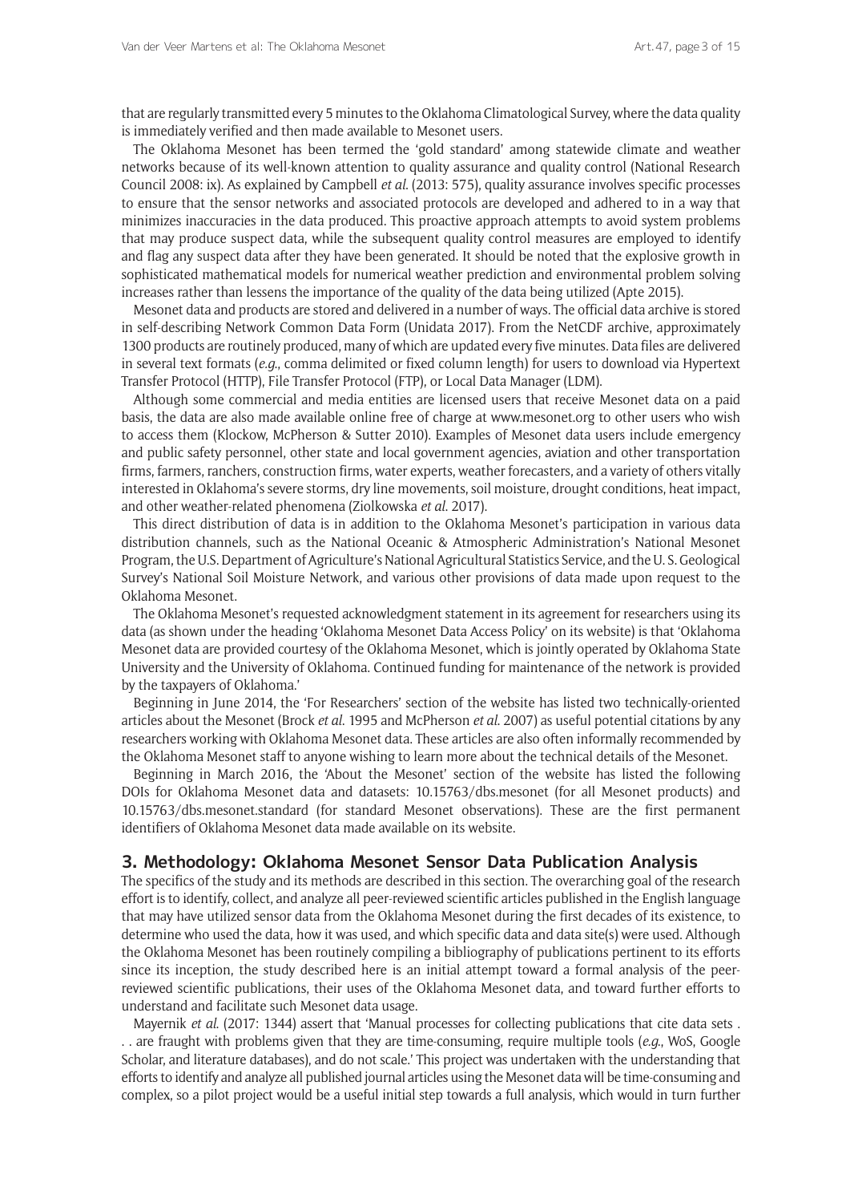that are regularly transmitted every 5 minutes to the Oklahoma Climatological Survey, where the data quality is immediately verified and then made available to Mesonet users.

The Oklahoma Mesonet has been termed the 'gold standard' among statewide climate and weather networks because of its well-known attention to quality assurance and quality control (National Research Council 2008: ix). As explained by Campbell *et al*. (2013: 575), quality assurance involves specific processes to ensure that the sensor networks and associated protocols are developed and adhered to in a way that minimizes inaccuracies in the data produced. This proactive approach attempts to avoid system problems that may produce suspect data, while the subsequent quality control measures are employed to identify and flag any suspect data after they have been generated. It should be noted that the explosive growth in sophisticated mathematical models for numerical weather prediction and environmental problem solving increases rather than lessens the importance of the quality of the data being utilized (Apte 2015).

Mesonet data and products are stored and delivered in a number of ways. The official data archive is stored in self-describing Network Common Data Form (Unidata 2017). From the NetCDF archive, approximately 1300 products are routinely produced, many of which are updated every five minutes. Data files are delivered in several text formats (*e.g*., comma delimited or fixed column length) for users to download via Hypertext Transfer Protocol (HTTP), File Transfer Protocol (FTP), or Local Data Manager (LDM).

Although some commercial and media entities are licensed users that receive Mesonet data on a paid basis, the data are also made available online free of charge at www.mesonet.org to other users who wish to access them (Klockow, McPherson & Sutter 2010). Examples of Mesonet data users include emergency and public safety personnel, other state and local government agencies, aviation and other transportation firms, farmers, ranchers, construction firms, water experts, weather forecasters, and a variety of others vitally interested in Oklahoma's severe storms, dry line movements, soil moisture, drought conditions, heat impact, and other weather-related phenomena (Ziolkowska *et al*. 2017).

This direct distribution of data is in addition to the Oklahoma Mesonet's participation in various data distribution channels, such as the National Oceanic & Atmospheric Administration's National Mesonet Program, the U.S. Department of Agriculture's National Agricultural Statistics Service, and the U. S. Geological Survey's National Soil Moisture Network, and various other provisions of data made upon request to the Oklahoma Mesonet.

The Oklahoma Mesonet's requested acknowledgment statement in its agreement for researchers using its data (as shown under the heading 'Oklahoma Mesonet Data Access Policy' on its website) is that 'Oklahoma Mesonet data are provided courtesy of the Oklahoma Mesonet, which is jointly operated by Oklahoma State University and the University of Oklahoma. Continued funding for maintenance of the network is provided by the taxpayers of Oklahoma.'

Beginning in June 2014, the 'For Researchers' section of the website has listed two technically-oriented articles about the Mesonet (Brock *et al*. 1995 and McPherson *et al*. 2007) as useful potential citations by any researchers working with Oklahoma Mesonet data. These articles are also often informally recommended by the Oklahoma Mesonet staff to anyone wishing to learn more about the technical details of the Mesonet.

Beginning in March 2016, the 'About the Mesonet' section of the website has listed the following DOIs for Oklahoma Mesonet data and datasets: 10.15763/dbs.mesonet (for all Mesonet products) and 10.15763/dbs.mesonet.standard (for standard Mesonet observations). These are the first permanent identifiers of Oklahoma Mesonet data made available on its website.

## 3. Methodology: Oklahoma Mesonet Sensor Data Publication Analysis

The specifics of the study and its methods are described in this section. The overarching goal of the research effort is to identify, collect, and analyze all peer-reviewed scientific articles published in the English language that may have utilized sensor data from the Oklahoma Mesonet during the first decades of its existence, to determine who used the data, how it was used, and which specific data and data site(s) were used. Although the Oklahoma Mesonet has been routinely compiling a bibliography of publications pertinent to its efforts since its inception, the study described here is an initial attempt toward a formal analysis of the peer-reviewed scientific publications, their uses of the Oklahoma Mesonet data, and toward further efforts to understand and facilitate such Mesonet data usage.

Mayernik *et al.* (2017: 1344) assert that 'Manual processes for collecting publications that cite data sets . . . are fraught with problems given that they are time-consuming, require multiple tools (*e.g*., WoS, Google Scholar, and literature databases), and do not scale.' This project was undertaken with the understanding that efforts to identify and analyze all published journal articles using the Mesonet data will be time-consuming and complex, so a pilot project would be a useful initial step towards a full analysis, which would in turn further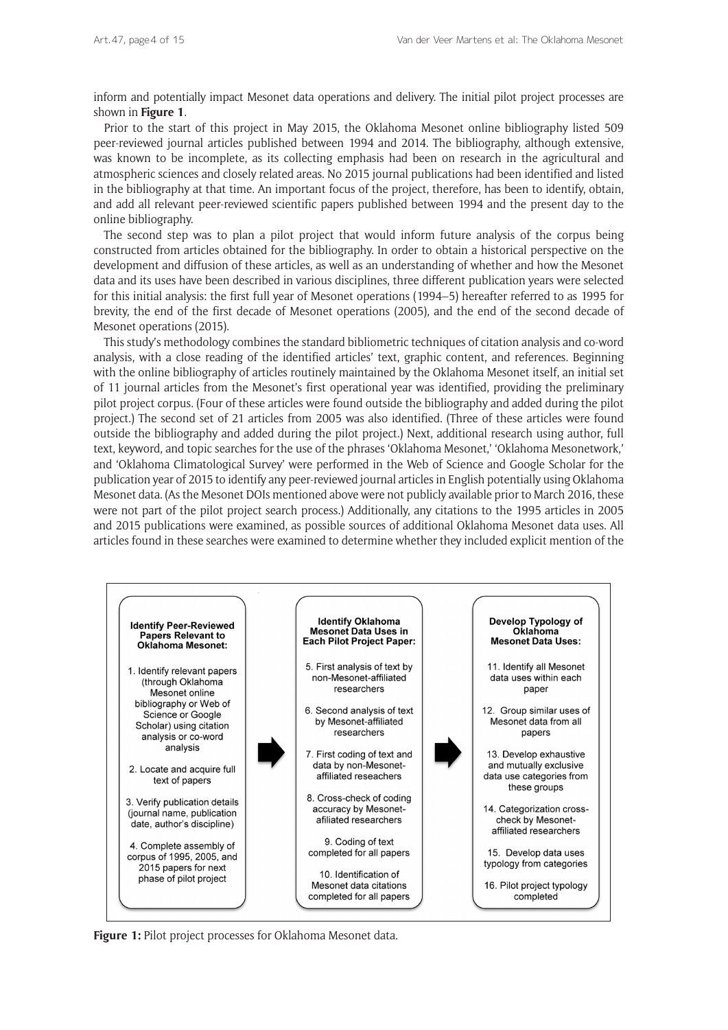inform and potentially impact Mesonet data operations and delivery. The initial pilot project processes are shown in **Figure 1**.

Prior to the start of this project in May 2015, the Oklahoma Mesonet online bibliography listed 509 peer-reviewed journal articles published between 1994 and 2014. The bibliography, although extensive, was known to be incomplete, as its collecting emphasis had been on research in the agricultural and atmospheric sciences and closely related areas. No 2015 journal publications had been identified and listed in the bibliography at that time. An important focus of the project, therefore, has been to identify, obtain, and add all relevant peer-reviewed scientific papers published between 1994 and the present day to the online bibliography.

The second step was to plan a pilot project that would inform future analysis of the corpus being constructed from articles obtained for the bibliography. In order to obtain a historical perspective on the development and diffusion of these articles, as well as an understanding of whether and how the Mesonet data and its uses have been described in various disciplines, three different publication years were selected for this initial analysis: the first full year of Mesonet operations (1994–5) hereafter referred to as 1995 for brevity, the end of the first decade of Mesonet operations (2005), and the end of the second decade of Mesonet operations (2015).

This study's methodology combines the standard bibliometric techniques of citation analysis and co-word analysis, with a close reading of the identified articles' text, graphic content, and references. Beginning with the online bibliography of articles routinely maintained by the Oklahoma Mesonet itself, an initial set of 11 journal articles from the Mesonet's first operational year was identified, providing the preliminary pilot project corpus. (Four of these articles were found outside the bibliography and added during the pilot project.) The second set of 21 articles from 2005 was also identified. (Three of these articles were found outside the bibliography and added during the pilot project.) Next, additional research using author, full text, keyword, and topic searches for the use of the phrases 'Oklahoma Mesonet,' 'Oklahoma Mesonetwork,' and 'Oklahoma Climatological Survey' were performed in the Web of Science and Google Scholar for the publication year of 2015 to identify any peer-reviewed journal articles in English potentially using Oklahoma Mesonet data. (As the Mesonet DOIs mentioned above were not publicly available prior to March 2016, these were not part of the pilot project search process.) Additionally, any citations to the 1995 articles in 2005 and 2015 publications were examined, as possible sources of additional Oklahoma Mesonet data uses. All articles found in these searches were examined to determine whether they included explicit mention of the

**Identify Peer-Reviewed Papers Relevant to Oklahoma Mesonet:**

1. Identify relevant papers (through Oklahoma Mesonet online bibliography or Web of Science or Google Scholar) using citation analysis or co-word analysis
2. Locate and acquire full text of papers
3. Verify publication details (journal name, publication date, author's discipline)
4. Complete assembly of corpus of 1995, 2005, and 2015 papers for next phase of pilot project

→

**Identify Oklahoma Mesonet Data Uses in Each Pilot Project Paper:**

5. First analysis of text by non-Mesonet-affiliated researchers
6. Second analysis of text by Mesonet-affiliated researchers
7. First coding of text and data by non-Mesonet-affiliated reseachers
8. Cross-check of coding accuracy by Mesonet-affiliated researchers
9. Coding of text completed for all papers
10. Identification of Mesonet data citations completed for all papers

→

**Develop Typology of Oklahoma Mesonet Data Uses:**

11. Identify all Mesonet data uses within each paper
12. Group similar uses of Mesonet data from all papers
13. Develop exhaustive and mutually exclusive data use categories from these groups
14. Categorization cross-check by Mesonet-affiliated researchers
15. Develop data uses typology from categories
16. Pilot project typology completed

**Figure 1:** Pilot project processes for Oklahoma Mesonet data.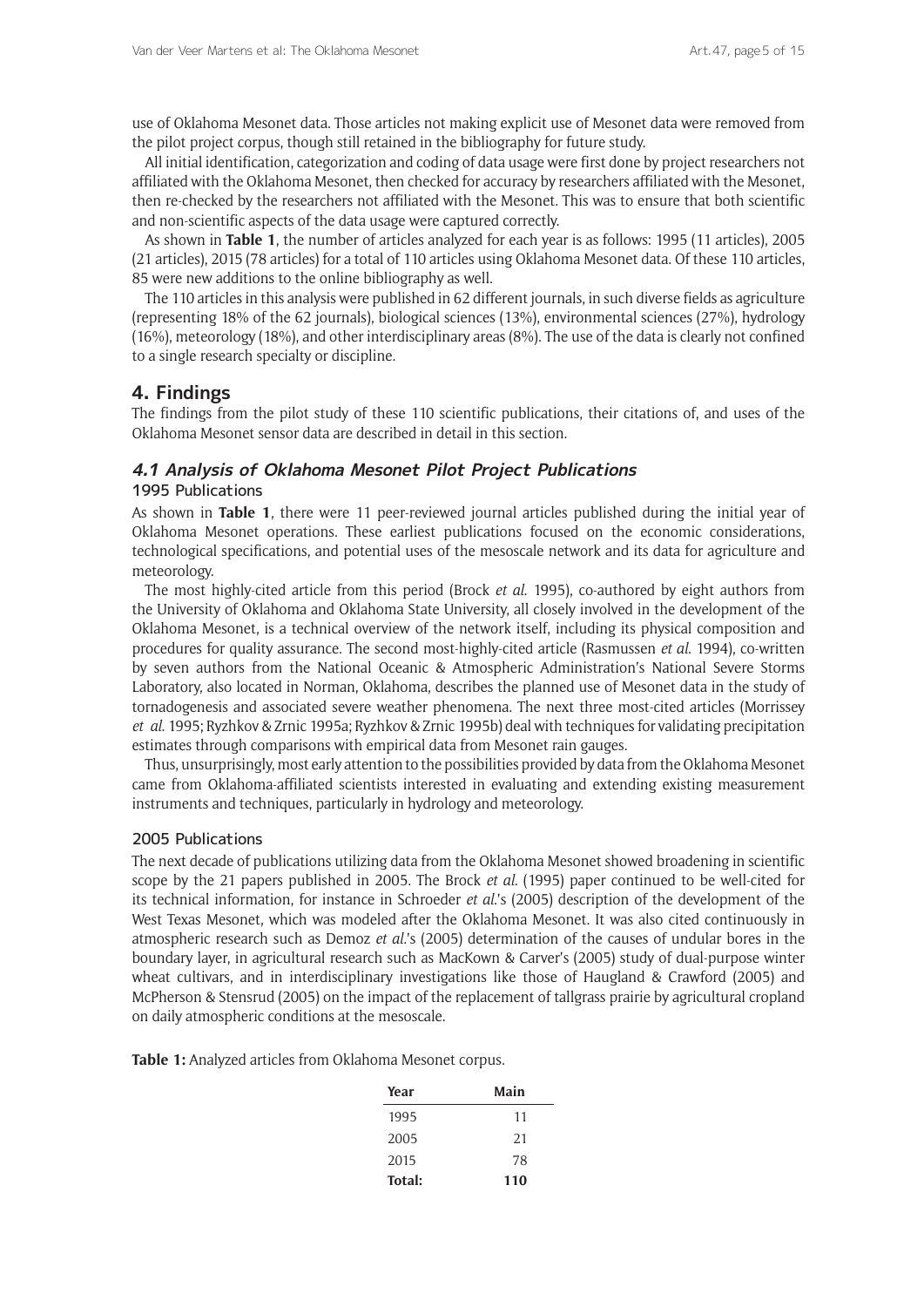use of Oklahoma Mesonet data. Those articles not making explicit use of Mesonet data were removed from the pilot project corpus, though still retained in the bibliography for future study.

All initial identification, categorization and coding of data usage were first done by project researchers not affiliated with the Oklahoma Mesonet, then checked for accuracy by researchers affiliated with the Mesonet, then re-checked by the researchers not affiliated with the Mesonet. This was to ensure that both scientific and non-scientific aspects of the data usage were captured correctly.

As shown in **Table 1**, the number of articles analyzed for each year is as follows: 1995 (11 articles), 2005 (21 articles), 2015 (78 articles) for a total of 110 articles using Oklahoma Mesonet data. Of these 110 articles, 85 were new additions to the online bibliography as well.

The 110 articles in this analysis were published in 62 different journals, in such diverse fields as agriculture (representing 18% of the 62 journals), biological sciences (13%), environmental sciences (27%), hydrology (16%), meteorology (18%), and other interdisciplinary areas (8%). The use of the data is clearly not confined to a single research specialty or discipline.

## 4. Findings

The findings from the pilot study of these 110 scientific publications, their citations of, and uses of the Oklahoma Mesonet sensor data are described in detail in this section.

### *4.1 Analysis of Oklahoma Mesonet Pilot Project Publications*

#### 1995 Publications

As shown in **Table 1**, there were 11 peer-reviewed journal articles published during the initial year of Oklahoma Mesonet operations. These earliest publications focused on the economic considerations, technological specifications, and potential uses of the mesoscale network and its data for agriculture and meteorology.

The most highly-cited article from this period (Brock *et al.* 1995), co-authored by eight authors from the University of Oklahoma and Oklahoma State University, all closely involved in the development of the Oklahoma Mesonet, is a technical overview of the network itself, including its physical composition and procedures for quality assurance. The second most-highly-cited article (Rasmussen *et al.* 1994), co-written by seven authors from the National Oceanic & Atmospheric Administration's National Severe Storms Laboratory, also located in Norman, Oklahoma, describes the planned use of Mesonet data in the study of tornadogenesis and associated severe weather phenomena. The next three most-cited articles (Morrissey *et al.* 1995; Ryzhkov & Zrnic 1995a; Ryzhkov & Zrnic 1995b) deal with techniques for validating precipitation estimates through comparisons with empirical data from Mesonet rain gauges.

Thus, unsurprisingly, most early attention to the possibilities provided by data from the Oklahoma Mesonet came from Oklahoma-affiliated scientists interested in evaluating and extending existing measurement instruments and techniques, particularly in hydrology and meteorology.

#### 2005 Publications

The next decade of publications utilizing data from the Oklahoma Mesonet showed broadening in scientific scope by the 21 papers published in 2005. The Brock *et al.* (1995) paper continued to be well-cited for its technical information, for instance in Schroeder *et al.*'s (2005) description of the development of the West Texas Mesonet, which was modeled after the Oklahoma Mesonet. It was also cited continuously in atmospheric research such as Demoz *et al.*'s (2005) determination of the causes of undular bores in the boundary layer, in agricultural research such as MacKown & Carver's (2005) study of dual-purpose winter wheat cultivars, and in interdisciplinary investigations like those of Haugland & Crawford (2005) and McPherson & Stensrud (2005) on the impact of the replacement of tallgrass prairie by agricultural cropland on daily atmospheric conditions at the mesoscale.

**Table 1:** Analyzed articles from Oklahoma Mesonet corpus.

| Year | Main |
|---|---|
| 1995 | 11 |
| 2005 | 21 |
| 2015 | 78 |
| **Total:** | **110** |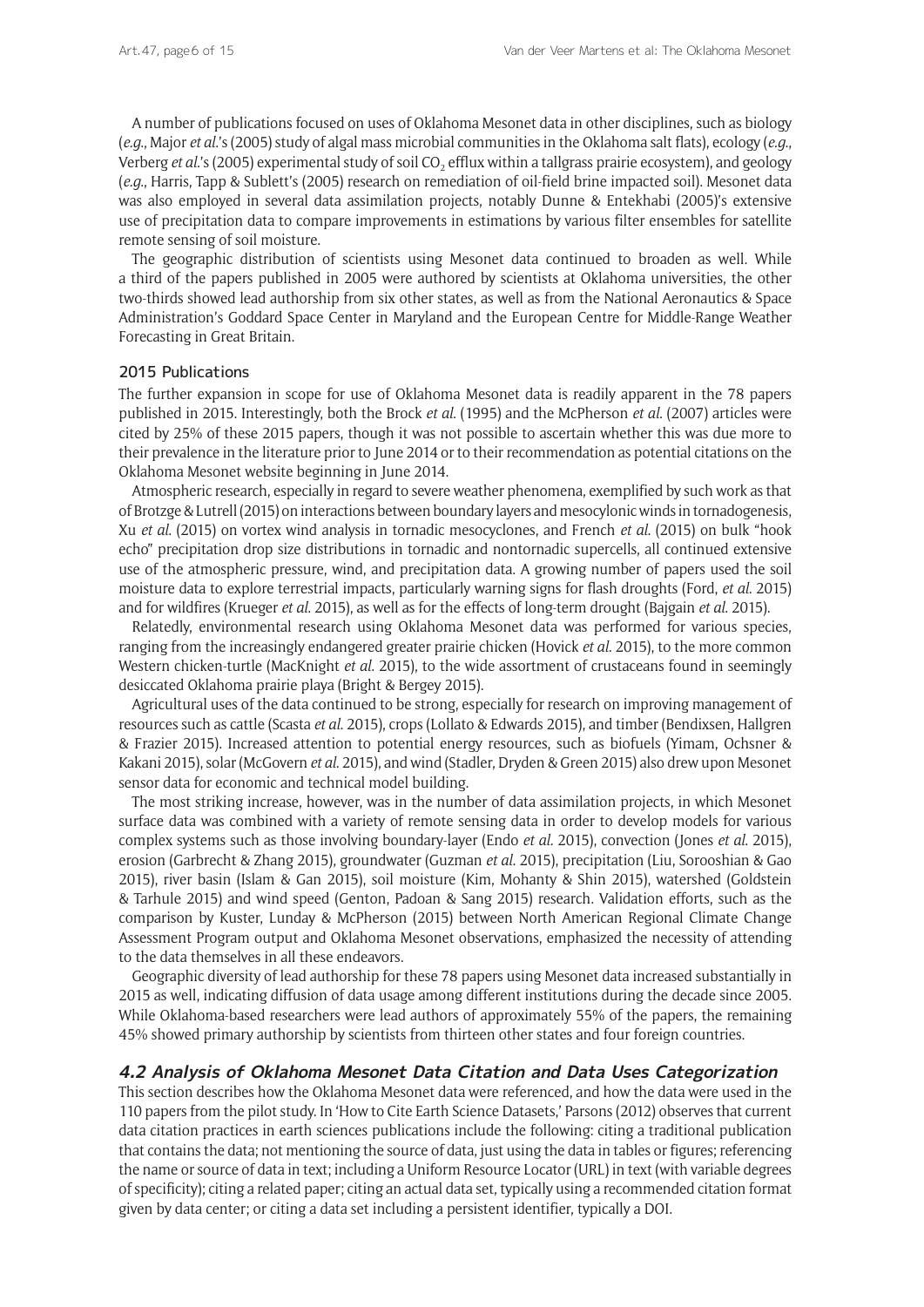A number of publications focused on uses of Oklahoma Mesonet data in other disciplines, such as biology (*e.g.*, Major *et al.*'s (2005) study of algal mass microbial communities in the Oklahoma salt flats), ecology (*e.g.*, Verberg *et al.*'s (2005) experimental study of soil $CO_2$ efflux within a tallgrass prairie ecosystem), and geology (*e.g.*, Harris, Tapp & Sublett's (2005) research on remediation of oil-field brine impacted soil). Mesonet data was also employed in several data assimilation projects, notably Dunne & Entekhabi (2005)'s extensive use of precipitation data to compare improvements in estimations by various filter ensembles for satellite remote sensing of soil moisture.

The geographic distribution of scientists using Mesonet data continued to broaden as well. While a third of the papers published in 2005 were authored by scientists at Oklahoma universities, the other two-thirds showed lead authorship from six other states, as well as from the National Aeronautics & Space Administration's Goddard Space Center in Maryland and the European Centre for Middle-Range Weather Forecasting in Great Britain.

#### 2015 Publications

The further expansion in scope for use of Oklahoma Mesonet data is readily apparent in the 78 papers published in 2015. Interestingly, both the Brock *et al.* (1995) and the McPherson *et al.* (2007) articles were cited by 25% of these 2015 papers, though it was not possible to ascertain whether this was due more to their prevalence in the literature prior to June 2014 or to their recommendation as potential citations on the Oklahoma Mesonet website beginning in June 2014.

Atmospheric research, especially in regard to severe weather phenomena, exemplified by such work as that of Brotzge & Lutrell (2015) on interactions between boundary layers and mesocylonic winds in tornadogenesis, Xu *et al.* (2015) on vortex wind analysis in tornadic mesocyclones, and French *et al.* (2015) on bulk "hook echo" precipitation drop size distributions in tornadic and nontornadic supercells, all continued extensive use of the atmospheric pressure, wind, and precipitation data. A growing number of papers used the soil moisture data to explore terrestrial impacts, particularly warning signs for flash droughts (Ford, *et al.* 2015) and for wildfires (Krueger *et al.* 2015), as well as for the effects of long-term drought (Bajgain *et al.* 2015).

Relatedly, environmental research using Oklahoma Mesonet data was performed for various species, ranging from the increasingly endangered greater prairie chicken (Hovick *et al.* 2015), to the more common Western chicken-turtle (MacKnight *et al.* 2015), to the wide assortment of crustaceans found in seemingly desiccated Oklahoma prairie playa (Bright & Bergey 2015).

Agricultural uses of the data continued to be strong, especially for research on improving management of resources such as cattle (Scasta *et al.* 2015), crops (Lollato & Edwards 2015), and timber (Bendixsen, Hallgren & Frazier 2015). Increased attention to potential energy resources, such as biofuels (Yimam, Ochsner & Kakani 2015), solar (McGovern *et al.* 2015), and wind (Stadler, Dryden & Green 2015) also drew upon Mesonet sensor data for economic and technical model building.

The most striking increase, however, was in the number of data assimilation projects, in which Mesonet surface data was combined with a variety of remote sensing data in order to develop models for various complex systems such as those involving boundary-layer (Endo *et al.* 2015), convection (Jones *et al.* 2015), erosion (Garbrecht & Zhang 2015), groundwater (Guzman *et al.* 2015), precipitation (Liu, Sorooshian & Gao 2015), river basin (Islam & Gan 2015), soil moisture (Kim, Mohanty & Shin 2015), watershed (Goldstein & Tarhule 2015) and wind speed (Genton, Padoan & Sang 2015) research. Validation efforts, such as the comparison by Kuster, Lunday & McPherson (2015) between North American Regional Climate Change Assessment Program output and Oklahoma Mesonet observations, emphasized the necessity of attending to the data themselves in all these endeavors.

Geographic diversity of lead authorship for these 78 papers using Mesonet data increased substantially in 2015 as well, indicating diffusion of data usage among different institutions during the decade since 2005. While Oklahoma-based researchers were lead authors of approximately 55% of the papers, the remaining 45% showed primary authorship by scientists from thirteen other states and four foreign countries.

### 4.2 Analysis of Oklahoma Mesonet Data Citation and Data Uses Categorization

This section describes how the Oklahoma Mesonet data were referenced, and how the data were used in the 110 papers from the pilot study. In 'How to Cite Earth Science Datasets,' Parsons (2012) observes that current data citation practices in earth sciences publications include the following: citing a traditional publication that contains the data; not mentioning the source of data, just using the data in tables or figures; referencing the name or source of data in text; including a Uniform Resource Locator (URL) in text (with variable degrees of specificity); citing a related paper; citing an actual data set, typically using a recommended citation format given by data center; or citing a data set including a persistent identifier, typically a DOI.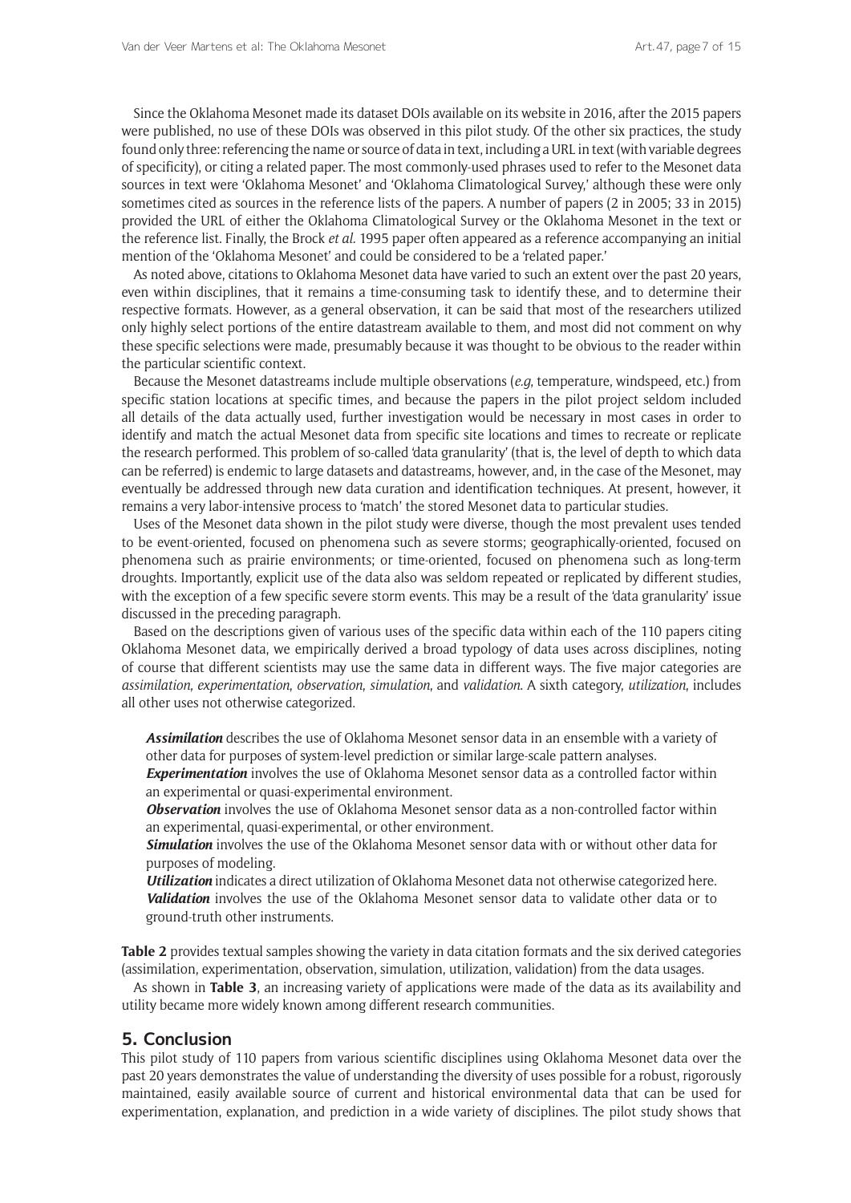Since the Oklahoma Mesonet made its dataset DOIs available on its website in 2016, after the 2015 papers were published, no use of these DOIs was observed in this pilot study. Of the other six practices, the study found only three: referencing the name or source of data in text, including a URL in text (with variable degrees of specificity), or citing a related paper. The most commonly-used phrases used to refer to the Mesonet data sources in text were 'Oklahoma Mesonet' and 'Oklahoma Climatological Survey,' although these were only sometimes cited as sources in the reference lists of the papers. A number of papers (2 in 2005; 33 in 2015) provided the URL of either the Oklahoma Climatological Survey or the Oklahoma Mesonet in the text or the reference list. Finally, the Brock *et al.* 1995 paper often appeared as a reference accompanying an initial mention of the 'Oklahoma Mesonet' and could be considered to be a 'related paper.'

As noted above, citations to Oklahoma Mesonet data have varied to such an extent over the past 20 years, even within disciplines, that it remains a time-consuming task to identify these, and to determine their respective formats. However, as a general observation, it can be said that most of the researchers utilized only highly select portions of the entire datastream available to them, and most did not comment on why these specific selections were made, presumably because it was thought to be obvious to the reader within the particular scientific context.

Because the Mesonet datastreams include multiple observations (*e.g*, temperature, windspeed, etc.) from specific station locations at specific times, and because the papers in the pilot project seldom included all details of the data actually used, further investigation would be necessary in most cases in order to identify and match the actual Mesonet data from specific site locations and times to recreate or replicate the research performed. This problem of so-called 'data granularity' (that is, the level of depth to which data can be referred) is endemic to large datasets and datastreams, however, and, in the case of the Mesonet, may eventually be addressed through new data curation and identification techniques. At present, however, it remains a very labor-intensive process to 'match' the stored Mesonet data to particular studies.

Uses of the Mesonet data shown in the pilot study were diverse, though the most prevalent uses tended to be event-oriented, focused on phenomena such as severe storms; geographically-oriented, focused on phenomena such as prairie environments; or time-oriented, focused on phenomena such as long-term droughts. Importantly, explicit use of the data also was seldom repeated or replicated by different studies, with the exception of a few specific severe storm events. This may be a result of the 'data granularity' issue discussed in the preceding paragraph.

Based on the descriptions given of various uses of the specific data within each of the 110 papers citing Oklahoma Mesonet data, we empirically derived a broad typology of data uses across disciplines, noting of course that different scientists may use the same data in different ways. The five major categories are *assimilation*, *experimentation*, *observation*, *simulation*, and *validation*. A sixth category, *utilization*, includes all other uses not otherwise categorized.

> ***Assimilation*** describes the use of Oklahoma Mesonet sensor data in an ensemble with a variety of other data for purposes of system-level prediction or similar large-scale pattern analyses.
> ***Experimentation*** involves the use of Oklahoma Mesonet sensor data as a controlled factor within an experimental or quasi-experimental environment.
> ***Observation*** involves the use of Oklahoma Mesonet sensor data as a non-controlled factor within an experimental, quasi-experimental, or other environment.
> ***Simulation*** involves the use of the Oklahoma Mesonet sensor data with or without other data for purposes of modeling.
> ***Utilization*** indicates a direct utilization of Oklahoma Mesonet data not otherwise categorized here.
> ***Validation*** involves the use of the Oklahoma Mesonet sensor data to validate other data or to ground-truth other instruments.

**Table 2** provides textual samples showing the variety in data citation formats and the six derived categories (assimilation, experimentation, observation, simulation, utilization, validation) from the data usages.

As shown in **Table 3**, an increasing variety of applications were made of the data as its availability and utility became more widely known among different research communities.

## 5. Conclusion

This pilot study of 110 papers from various scientific disciplines using Oklahoma Mesonet data over the past 20 years demonstrates the value of understanding the diversity of uses possible for a robust, rigorously maintained, easily available source of current and historical environmental data that can be used for experimentation, explanation, and prediction in a wide variety of disciplines. The pilot study shows that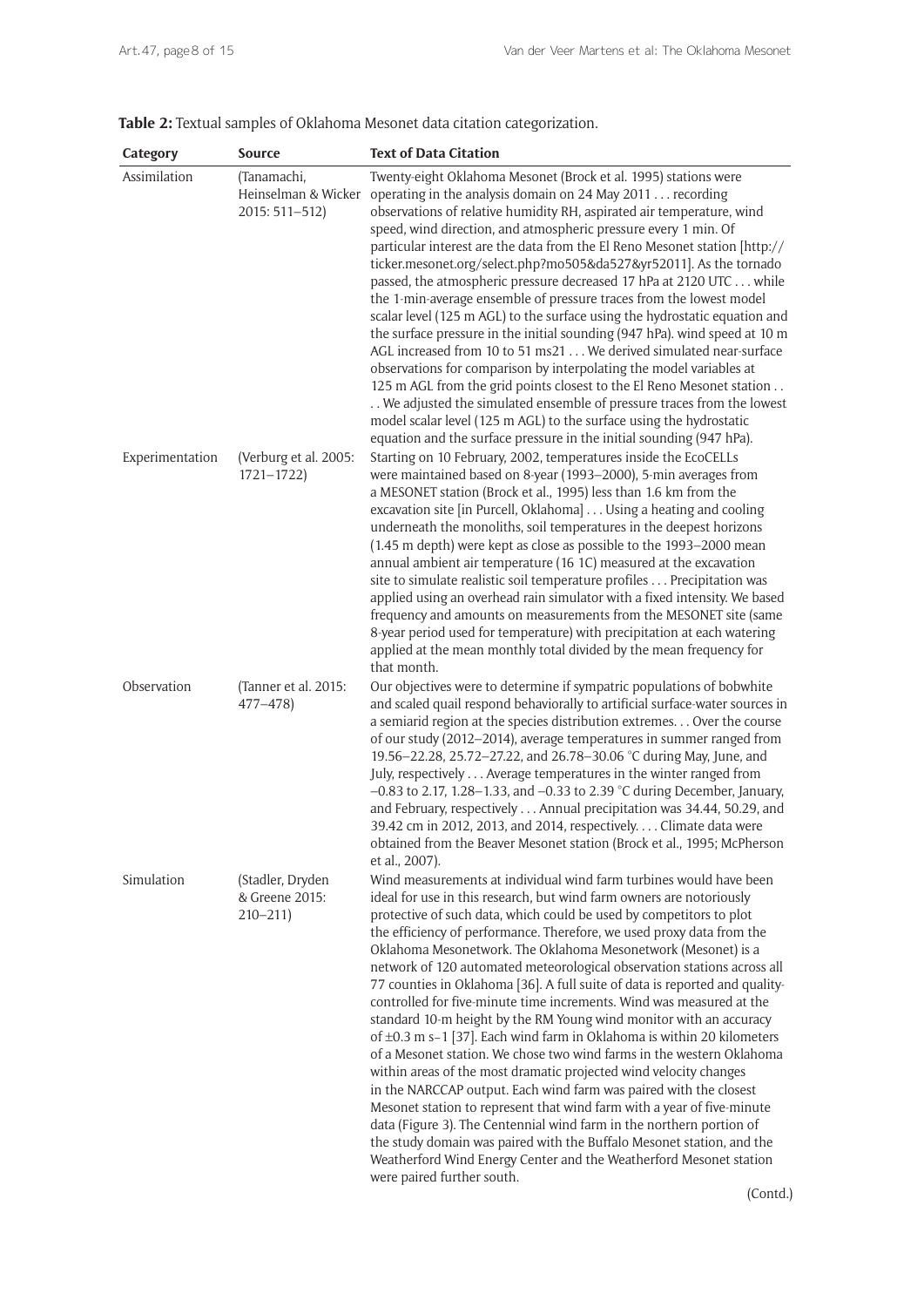**Table 2:** Textual samples of Oklahoma Mesonet data citation categorization.

| Category | Source | Text of Data Citation |
|---|---|---|
| Assimilation | (Tanamachi, Heinselman & Wicker 2015: 511–512) | Twenty-eight Oklahoma Mesonet (Brock et al. 1995) stations were operating in the analysis domain on 24 May 2011 . . . recording observations of relative humidity RH, aspirated air temperature, wind speed, wind direction, and atmospheric pressure every 1 min. Of particular interest are the data from the El Reno Mesonet station [http://ticker.mesonet.org/select.php?mo505&da527&yr52011]. As the tornado passed, the atmospheric pressure decreased 17 hPa at 2120 UTC . . . while the 1-min-average ensemble of pressure traces from the lowest model scalar level (125 m AGL) to the surface using the hydrostatic equation and the surface pressure in the initial sounding (947 hPa). wind speed at 10 m AGL increased from 10 to 51 ms21 . . . We derived simulated near-surface observations for comparison by interpolating the model variables at 125 m AGL from the grid points closest to the El Reno Mesonet station . . . . We adjusted the simulated ensemble of pressure traces from the lowest model scalar level (125 m AGL) to the surface using the hydrostatic equation and the surface pressure in the initial sounding (947 hPa). |
| Experimentation | (Verburg et al. 2005: 1721–1722) | Starting on 10 February, 2002, temperatures inside the EcoCELLs were maintained based on 8-year (1993–2000), 5-min averages from a MESONET station (Brock et al., 1995) less than 1.6 km from the excavation site [in Purcell, Oklahoma] . . . Using a heating and cooling underneath the monoliths, soil temperatures in the deepest horizons (1.45 m depth) were kept as close as possible to the 1993–2000 mean annual ambient air temperature (16 1C) measured at the excavation site to simulate realistic soil temperature profiles . . . Precipitation was applied using an overhead rain simulator with a fixed intensity. We based frequency and amounts on measurements from the MESONET site (same 8-year period used for temperature) with precipitation at each watering applied at the mean monthly total divided by the mean frequency for that month. |
| Observation | (Tanner et al. 2015: 477–478) | Our objectives were to determine if sympatric populations of bobwhite and scaled quail respond behaviorally to artificial surface-water sources in a semiarid region at the species distribution extremes. . . Over the course of our study (2012–2014), average temperatures in summer ranged from 19.56–22.28, 25.72–27.22, and 26.78–30.06 °C during May, June, and July, respectively . . . Average temperatures in the winter ranged from –0.83 to 2.17, 1.28–1.33, and –0.33 to 2.39 °C during December, January, and February, respectively . . . Annual precipitation was 34.44, 50.29, and 39.42 cm in 2012, 2013, and 2014, respectively. . . . Climate data were obtained from the Beaver Mesonet station (Brock et al., 1995; McPherson et al., 2007). |
| Simulation | (Stadler, Dryden & Greene 2015: 210–211) | Wind measurements at individual wind farm turbines would have been ideal for use in this research, but wind farm owners are notoriously protective of such data, which could be used by competitors to plot the efficiency of performance. Therefore, we used proxy data from the Oklahoma Mesonetwork. The Oklahoma Mesonetwork (Mesonet) is a network of 120 automated meteorological observation stations across all 77 counties in Oklahoma [36]. A full suite of data is reported and quality-controlled for five-minute time increments. Wind was measured at the standard 10-m height by the RM Young wind monitor with an accuracy of ±0.3 m s–1 [37]. Each wind farm in Oklahoma is within 20 kilometers of a Mesonet station. We chose two wind farms in the western Oklahoma within areas of the most dramatic projected wind velocity changes in the NARCCAP output. Each wind farm was paired with the closest Mesonet station to represent that wind farm with a year of five-minute data (Figure 3). The Centennial wind farm in the northern portion of the study domain was paired with the Buffalo Mesonet station, and the Weatherford Wind Energy Center and the Weatherford Mesonet station were paired further south. |

(Contd.)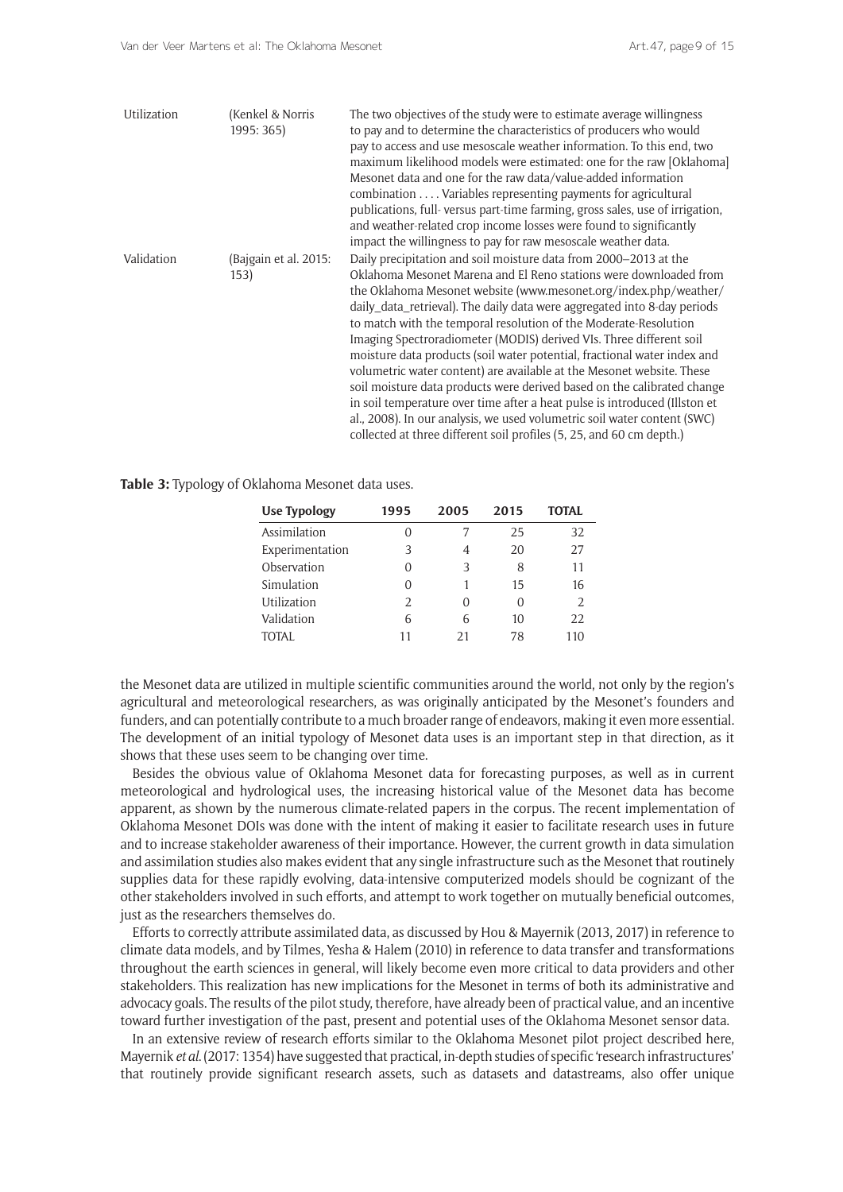| | | |
|---|---|---|
| Utilization | (Kenkel & Norris 1995: 365) | The two objectives of the study were to estimate average willingness to pay and to determine the characteristics of producers who would pay to access and use mesoscale weather information. To this end, two maximum likelihood models were estimated: one for the raw [Oklahoma] Mesonet data and one for the raw data/value-added information combination . . . . Variables representing payments for agricultural publications, full- versus part-time farming, gross sales, use of irrigation, and weather-related crop income losses were found to significantly impact the willingness to pay for raw mesoscale weather data. |
| Validation | (Bajgain et al. 2015: 153) | Daily precipitation and soil moisture data from 2000–2013 at the Oklahoma Mesonet Marena and El Reno stations were downloaded from the Oklahoma Mesonet website (www.mesonet.org/index.php/weather/daily_data_retrieval). The daily data were aggregated into 8-day periods to match with the temporal resolution of the Moderate-Resolution Imaging Spectroradiometer (MODIS) derived VIs. Three different soil moisture data products (soil water potential, fractional water index and volumetric water content) are available at the Mesonet website. These soil moisture data products were derived based on the calibrated change in soil temperature over time after a heat pulse is introduced (Illston et al., 2008). In our analysis, we used volumetric soil water content (SWC) collected at three different soil profiles (5, 25, and 60 cm depth.) |

**Table 3:** Typology of Oklahoma Mesonet data uses.

| Use Typology | 1995 | 2005 | 2015 | TOTAL |
|---|---|---|---|---|
| Assimilation | 0 | 7 | 25 | 32 |
| Experimentation | 3 | 4 | 20 | 27 |
| Observation | 0 | 3 | 8 | 11 |
| Simulation | 0 | 1 | 15 | 16 |
| Utilization | 2 | 0 | 0 | 2 |
| Validation | 6 | 6 | 10 | 22 |
| TOTAL | 11 | 21 | 78 | 110 |

the Mesonet data are utilized in multiple scientific communities around the world, not only by the region's agricultural and meteorological researchers, as was originally anticipated by the Mesonet's founders and funders, and can potentially contribute to a much broader range of endeavors, making it even more essential. The development of an initial typology of Mesonet data uses is an important step in that direction, as it shows that these uses seem to be changing over time.

Besides the obvious value of Oklahoma Mesonet data for forecasting purposes, as well as in current meteorological and hydrological uses, the increasing historical value of the Mesonet data has become apparent, as shown by the numerous climate-related papers in the corpus. The recent implementation of Oklahoma Mesonet DOIs was done with the intent of making it easier to facilitate research uses in future and to increase stakeholder awareness of their importance. However, the current growth in data simulation and assimilation studies also makes evident that any single infrastructure such as the Mesonet that routinely supplies data for these rapidly evolving, data-intensive computerized models should be cognizant of the other stakeholders involved in such efforts, and attempt to work together on mutually beneficial outcomes, just as the researchers themselves do.

Efforts to correctly attribute assimilated data, as discussed by Hou & Mayernik (2013, 2017) in reference to climate data models, and by Tilmes, Yesha & Halem (2010) in reference to data transfer and transformations throughout the earth sciences in general, will likely become even more critical to data providers and other stakeholders. This realization has new implications for the Mesonet in terms of both its administrative and advocacy goals. The results of the pilot study, therefore, have already been of practical value, and an incentive toward further investigation of the past, present and potential uses of the Oklahoma Mesonet sensor data.

In an extensive review of research efforts similar to the Oklahoma Mesonet pilot project described here, Mayernik *et al.* (2017: 1354) have suggested that practical, in-depth studies of specific 'research infrastructures' that routinely provide significant research assets, such as datasets and datastreams, also offer unique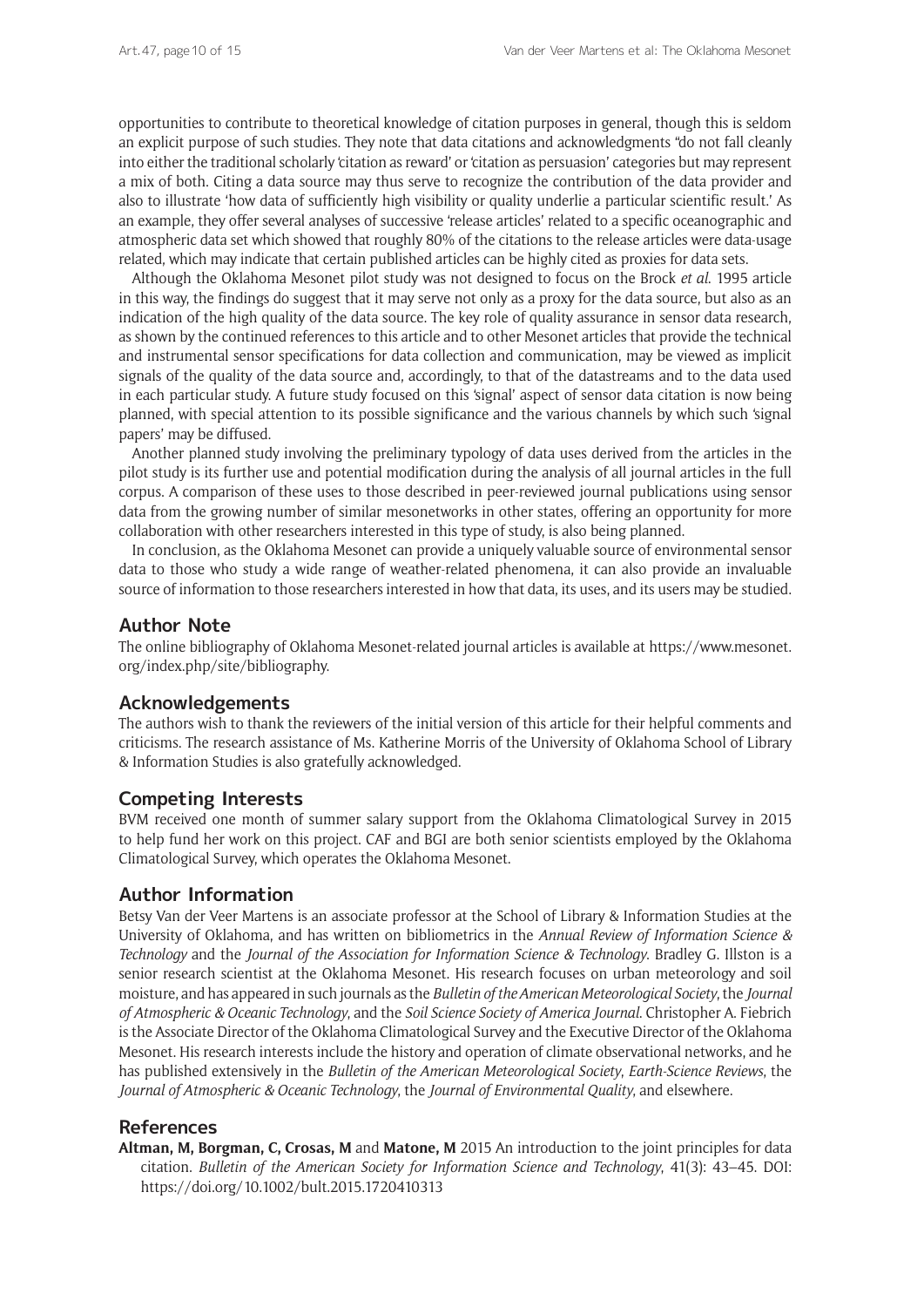opportunities to contribute to theoretical knowledge of citation purposes in general, though this is seldom an explicit purpose of such studies. They note that data citations and acknowledgments "do not fall cleanly into either the traditional scholarly 'citation as reward' or 'citation as persuasion' categories but may represent a mix of both. Citing a data source may thus serve to recognize the contribution of the data provider and also to illustrate 'how data of sufficiently high visibility or quality underlie a particular scientific result.' As an example, they offer several analyses of successive 'release articles' related to a specific oceanographic and atmospheric data set which showed that roughly 80% of the citations to the release articles were data-usage related, which may indicate that certain published articles can be highly cited as proxies for data sets.

Although the Oklahoma Mesonet pilot study was not designed to focus on the Brock *et al*. 1995 article in this way, the findings do suggest that it may serve not only as a proxy for the data source, but also as an indication of the high quality of the data source. The key role of quality assurance in sensor data research, as shown by the continued references to this article and to other Mesonet articles that provide the technical and instrumental sensor specifications for data collection and communication, may be viewed as implicit signals of the quality of the data source and, accordingly, to that of the datastreams and to the data used in each particular study. A future study focused on this 'signal' aspect of sensor data citation is now being planned, with special attention to its possible significance and the various channels by which such 'signal papers' may be diffused.

Another planned study involving the preliminary typology of data uses derived from the articles in the pilot study is its further use and potential modification during the analysis of all journal articles in the full corpus. A comparison of these uses to those described in peer-reviewed journal publications using sensor data from the growing number of similar mesonetworks in other states, offering an opportunity for more collaboration with other researchers interested in this type of study, is also being planned.

In conclusion, as the Oklahoma Mesonet can provide a uniquely valuable source of environmental sensor data to those who study a wide range of weather-related phenomena, it can also provide an invaluable source of information to those researchers interested in how that data, its uses, and its users may be studied.

## Author Note

The online bibliography of Oklahoma Mesonet-related journal articles is available at https://www.mesonet.org/index.php/site/bibliography.

## Acknowledgements

The authors wish to thank the reviewers of the initial version of this article for their helpful comments and criticisms. The research assistance of Ms. Katherine Morris of the University of Oklahoma School of Library & Information Studies is also gratefully acknowledged.

## Competing Interests

BVM received one month of summer salary support from the Oklahoma Climatological Survey in 2015 to help fund her work on this project. CAF and BGI are both senior scientists employed by the Oklahoma Climatological Survey, which operates the Oklahoma Mesonet.

## Author Information

Betsy Van der Veer Martens is an associate professor at the School of Library & Information Studies at the University of Oklahoma, and has written on bibliometrics in the *Annual Review of Information Science & Technology* and the *Journal of the Association for Information Science & Technology*. Bradley G. Illston is a senior research scientist at the Oklahoma Mesonet. His research focuses on urban meteorology and soil moisture, and has appeared in such journals as the *Bulletin of the American Meteorological Society*, the *Journal of Atmospheric & Oceanic Technology*, and the *Soil Science Society of America Journal*. Christopher A. Fiebrich is the Associate Director of the Oklahoma Climatological Survey and the Executive Director of the Oklahoma Mesonet. His research interests include the history and operation of climate observational networks, and he has published extensively in the *Bulletin of the American Meteorological Society*, *Earth-Science Reviews*, the *Journal of Atmospheric & Oceanic Technology*, the *Journal of Environmental Quality*, and elsewhere.

## References

**Altman, M, Borgman, C, Crosas, M** and **Matone, M** 2015 An introduction to the joint principles for data citation. *Bulletin of the American Society for Information Science and Technology*, 41(3): 43–45. DOI: https://doi.org/10.1002/bult.2015.1720410313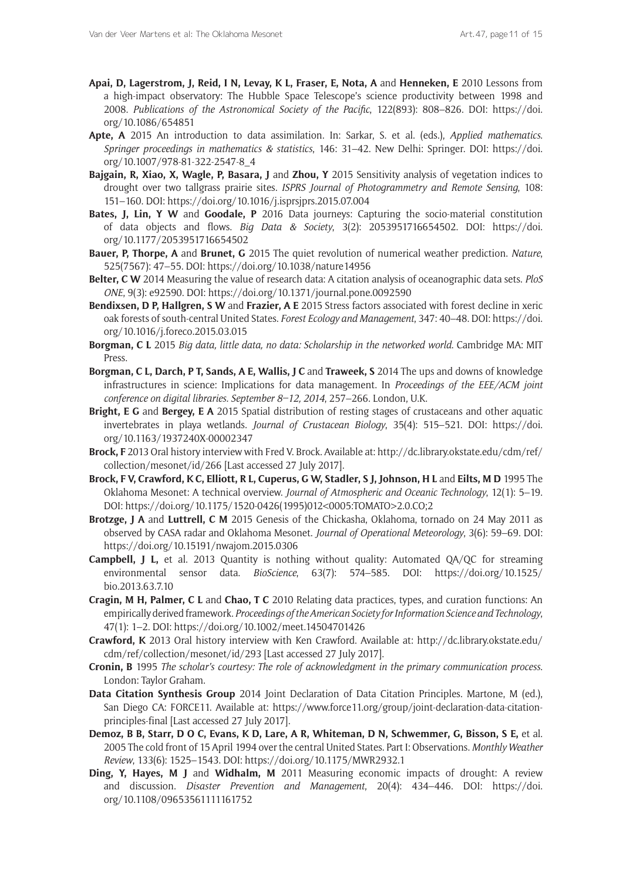**Apai, D, Lagerstrom, J, Reid, I N, Levay, K L, Fraser, E, Nota, A** and **Henneken, E** 2010 Lessons from a high-impact observatory: The Hubble Space Telescope's science productivity between 1998 and 2008. *Publications of the Astronomical Society of the Pacific*, 122(893): 808–826. DOI: https://doi.org/10.1086/654851

**Apte, A** 2015 An introduction to data assimilation. In: Sarkar, S. et al. (eds.), *Applied mathematics. Springer proceedings in mathematics & statistics*, 146: 31–42. New Delhi: Springer. DOI: https://doi.org/10.1007/978-81-322-2547-8_4

**Bajgain, R, Xiao, X, Wagle, P, Basara, J** and **Zhou, Y** 2015 Sensitivity analysis of vegetation indices to drought over two tallgrass prairie sites. *ISPRS Journal of Photogrammetry and Remote Sensing*, 108: 151–160. DOI: https://doi.org/10.1016/j.isprsjprs.2015.07.004

**Bates, J, Lin, Y W** and **Goodale, P** 2016 Data journeys: Capturing the socio-material constitution of data objects and flows. *Big Data & Society*, 3(2): 2053951716654502. DOI: https://doi.org/10.1177/2053951716654502

**Bauer, P, Thorpe, A** and **Brunet, G** 2015 The quiet revolution of numerical weather prediction. *Nature*, 525(7567): 47–55. DOI: https://doi.org/10.1038/nature14956

**Belter, C W** 2014 Measuring the value of research data: A citation analysis of oceanographic data sets. *PloS ONE*, 9(3): e92590. DOI: https://doi.org/10.1371/journal.pone.0092590

**Bendixsen, D P, Hallgren, S W** and **Frazier, A E** 2015 Stress factors associated with forest decline in xeric oak forests of south-central United States. *Forest Ecology and Management*, 347: 40–48. DOI: https://doi.org/10.1016/j.foreco.2015.03.015

**Borgman, C L** 2015 *Big data, little data, no data: Scholarship in the networked world*. Cambridge MA: MIT Press.

**Borgman, C L, Darch, P T, Sands, A E, Wallis, J C** and **Traweek, S** 2014 The ups and downs of knowledge infrastructures in science: Implications for data management. In *Proceedings of the EEE/ACM joint conference on digital libraries. September 8–12, 2014*, 257–266. London, U.K.

**Bright, E G** and **Bergey, E A** 2015 Spatial distribution of resting stages of crustaceans and other aquatic invertebrates in playa wetlands. *Journal of Crustacean Biology*, 35(4): 515–521. DOI: https://doi.org/10.1163/1937240X-00002347

**Brock, F** 2013 Oral history interview with Fred V. Brock. Available at: http://dc.library.okstate.edu/cdm/ref/collection/mesonet/id/266 [Last accessed 27 July 2017].

**Brock, F V, Crawford, K C, Elliott, R L, Cuperus, G W, Stadler, S J, Johnson, H L** and **Eilts, M D** 1995 The Oklahoma Mesonet: A technical overview. *Journal of Atmospheric and Oceanic Technology*, 12(1): 5–19. DOI: https://doi.org/10.1175/1520-0426(1995)012<0005:TOMATO>2.0.CO;2

**Brotzge, J A** and **Luttrell, C M** 2015 Genesis of the Chickasha, Oklahoma, tornado on 24 May 2011 as observed by CASA radar and Oklahoma Mesonet. *Journal of Operational Meteorology*, 3(6): 59–69. DOI: https://doi.org/10.15191/nwajom.2015.0306

**Campbell, J L,** et al. 2013 Quantity is nothing without quality: Automated QA/QC for streaming environmental sensor data. *BioScience*, 63(7): 574–585. DOI: https://doi.org/10.1525/bio.2013.63.7.10

**Cragin, M H, Palmer, C L** and **Chao, T C** 2010 Relating data practices, types, and curation functions: An empirically derived framework. *Proceedings of the American Society for Information Science and Technology*, 47(1): 1–2. DOI: https://doi.org/10.1002/meet.14504701426

**Crawford, K** 2013 Oral history interview with Ken Crawford. Available at: http://dc.library.okstate.edu/cdm/ref/collection/mesonet/id/293 [Last accessed 27 July 2017].

**Cronin, B** 1995 *The scholar's courtesy: The role of acknowledgment in the primary communication process*. London: Taylor Graham.

**Data Citation Synthesis Group** 2014 Joint Declaration of Data Citation Principles. Martone, M (ed.), San Diego CA: FORCE11. Available at: https://www.force11.org/group/joint-declaration-data-citation-principles-final [Last accessed 27 July 2017].

**Demoz, B B, Starr, D O C, Evans, K D, Lare, A R, Whiteman, D N, Schwemmer, G, Bisson, S E,** et al. 2005 The cold front of 15 April 1994 over the central United States. Part I: Observations. *Monthly Weather Review*, 133(6): 1525–1543. DOI: https://doi.org/10.1175/MWR2932.1

**Ding, Y, Hayes, M J** and **Widhalm, M** 2011 Measuring economic impacts of drought: A review and discussion. *Disaster Prevention and Management*, 20(4): 434–446. DOI: https://doi.org/10.1108/09653561111161752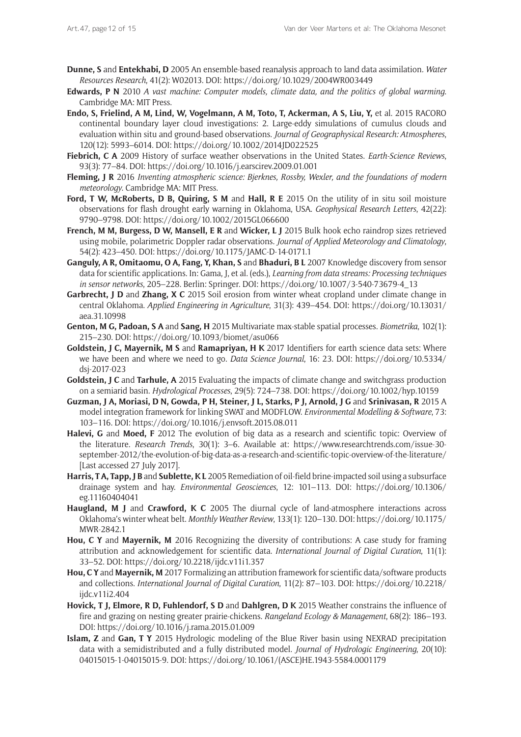**Dunne, S** and **Entekhabi, D** 2005 An ensemble-based reanalysis approach to land data assimilation. *Water Resources Research*, 41(2): W02013. DOI: https://doi.org/10.1029/2004WR003449

**Edwards, P N** 2010 *A vast machine: Computer models, climate data, and the politics of global warming*. Cambridge MA: MIT Press.

**Endo, S, Frielind, A M, Lind, W, Vogelmann, A M, Toto, T, Ackerman, A S, Liu, Y,** et al. 2015 RACORO continental boundary layer cloud investigations: 2. Large-eddy simulations of cumulus clouds and evaluation within situ and ground-based observations. *Journal of Geographysical Research: Atmospheres*, 120(12): 5993–6014. DOI: https://doi.org/10.1002/2014JD022525

**Fiebrich, C A** 2009 History of surface weather observations in the United States. *Earth-Science Reviews*, 93(3): 77–84. DOI: https://doi.org/10.1016/j.earscirev.2009.01.001

**Fleming, J R** 2016 *Inventing atmospheric science: Bjerknes, Rossby, Wexler, and the foundations of modern meteorology*. Cambridge MA: MIT Press.

**Ford, T W, McRoberts, D B, Quiring, S M** and **Hall, R E** 2015 On the utility of in situ soil moisture observations for flash drought early warning in Oklahoma, USA. *Geophysical Research Letters*, 42(22): 9790–9798. DOI: https://doi.org/10.1002/2015GL066600

**French, M M, Burgess, D W, Mansell, E R** and **Wicker, L J** 2015 Bulk hook echo raindrop sizes retrieved using mobile, polarimetric Doppler radar observations. *Journal of Applied Meteorology and Climatology*, 54(2): 423–450. DOI: https://doi.org/10.1175/JAMC-D-14-0171.1

**Ganguly, A R, Omitaomu, O A, Fang, Y, Khan, S** and **Bhaduri, B L** 2007 Knowledge discovery from sensor data for scientific applications. In: Gama, J, et al. (eds.), *Learning from data streams: Processing techniques in sensor networks*, 205–228. Berlin: Springer. DOI: https://doi.org/10.1007/3-540-73679-4_13

**Garbrecht, J D** and **Zhang, X C** 2015 Soil erosion from winter wheat cropland under climate change in central Oklahoma. *Applied Engineering in Agriculture*, 31(3): 439–454. DOI: https://doi.org/10.13031/aea.31.10998

**Genton, M G, Padoan, S A** and **Sang, H** 2015 Multivariate max-stable spatial processes. *Biometrika*, 102(1): 215–230. DOI: https://doi.org/10.1093/biomet/asu066

**Goldstein, J C, Mayernik, M S** and **Ramapriyan, H K** 2017 Identifiers for earth science data sets: Where we have been and where we need to go. *Data Science Journal*, 16: 23. DOI: https://doi.org/10.5334/dsj-2017-023

**Goldstein, J C** and **Tarhule, A** 2015 Evaluating the impacts of climate change and switchgrass production on a semiarid basin. *Hydrological Processes*, 29(5): 724–738. DOI: https://doi.org/10.1002/hyp.10159

**Guzman, J A, Moriasi, D N, Gowda, P H, Steiner, J L, Starks, P J, Arnold, J G** and **Srinivasan, R** 2015 A model integration framework for linking SWAT and MODFLOW. *Environmental Modelling & Software*, 73: 103–116. DOI: https://doi.org/10.1016/j.envsoft.2015.08.011

**Halevi, G** and **Moed, F** 2012 The evolution of big data as a research and scientific topic: Overview of the literature. *Research Trends*, 30(1): 3–6. Available at: https://www.researchtrends.com/issue-30-september-2012/the-evolution-of-big-data-as-a-research-and-scientific-topic-overview-of-the-literature/ [Last accessed 27 July 2017].

**Harris, T A, Tapp, J B** and **Sublette, K L** 2005 Remediation of oil-field brine-impacted soil using a subsurface drainage system and hay. *Environmental Geosciences*, 12: 101–113. DOI: https://doi.org/10.1306/eg.11160404041

**Haugland, M J** and **Crawford, K C** 2005 The diurnal cycle of land-atmosphere interactions across Oklahoma's winter wheat belt. *Monthly Weather Review*, 133(1): 120–130. DOI: https://doi.org/10.1175/MWR-2842.1

**Hou, C Y** and **Mayernik, M** 2016 Recognizing the diversity of contributions: A case study for framing attribution and acknowledgement for scientific data. *International Journal of Digital Curation*, 11(1): 33–52. DOI: https://doi.org/10.2218/ijdc.v11i1.357

**Hou, C Y** and **Mayernik, M** 2017 Formalizing an attribution framework for scientific data/software products and collections. *International Journal of Digital Curation*, 11(2): 87–103. DOI: https://doi.org/10.2218/ijdc.v11i2.404

**Hovick, T J, Elmore, R D, Fuhlendorf, S D** and **Dahlgren, D K** 2015 Weather constrains the influence of fire and grazing on nesting greater prairie-chickens. *Rangeland Ecology & Management*, 68(2): 186–193. DOI: https://doi.org/10.1016/j.rama.2015.01.009

**Islam, Z** and **Gan, T Y** 2015 Hydrologic modeling of the Blue River basin using NEXRAD precipitation data with a semidistributed and a fully distributed model. *Journal of Hydrologic Engineering*, 20(10): 04015015-1-04015015-9. DOI: https://doi.org/10.1061/(ASCE)HE.1943-5584.0001179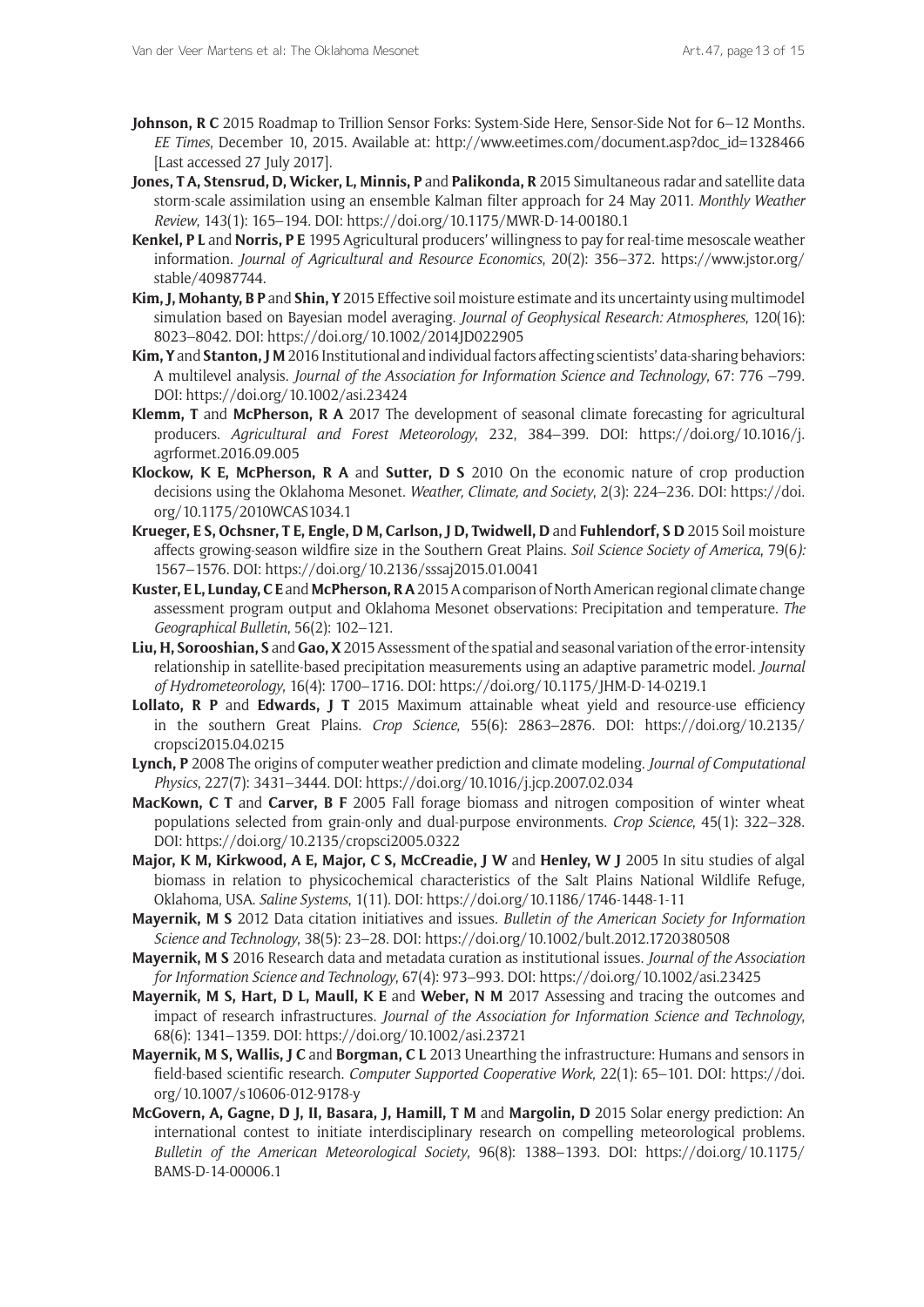**Johnson, R C** 2015 Roadmap to Trillion Sensor Forks: System-Side Here, Sensor-Side Not for 6–12 Months. *EE Times*, December 10, 2015. Available at: http://www.eetimes.com/document.asp?doc_id=1328466 [Last accessed 27 July 2017].

**Jones, T A, Stensrud, D, Wicker, L, Minnis, P** and **Palikonda, R** 2015 Simultaneous radar and satellite data storm-scale assimilation using an ensemble Kalman filter approach for 24 May 2011. *Monthly Weather Review*, 143(1): 165–194. DOI: https://doi.org/10.1175/MWR-D-14-00180.1

**Kenkel, P L** and **Norris, P E** 1995 Agricultural producers' willingness to pay for real-time mesoscale weather information. *Journal of Agricultural and Resource Economics*, 20(2): 356–372. https://www.jstor.org/stable/40987744.

**Kim, J, Mohanty, B P** and **Shin, Y** 2015 Effective soil moisture estimate and its uncertainty using multimodel simulation based on Bayesian model averaging. *Journal of Geophysical Research: Atmospheres*, 120(16): 8023–8042. DOI: https://doi.org/10.1002/2014JD022905

**Kim, Y** and **Stanton, J M** 2016 Institutional and individual factors affecting scientists' data-sharing behaviors: A multilevel analysis. *Journal of the Association for Information Science and Technology*, 67: 776 –799. DOI: https://doi.org/10.1002/asi.23424

**Klemm, T** and **McPherson, R A** 2017 The development of seasonal climate forecasting for agricultural producers. *Agricultural and Forest Meteorology*, 232, 384–399. DOI: https://doi.org/10.1016/j.agrformet.2016.09.005

**Klockow, K E, McPherson, R A** and **Sutter, D S** 2010 On the economic nature of crop production decisions using the Oklahoma Mesonet. *Weather, Climate, and Society*, 2(3): 224–236. DOI: https://doi.org/10.1175/2010WCAS1034.1

**Krueger, E S, Ochsner, T E, Engle, D M, Carlson, J D, Twidwell, D** and **Fuhlendorf, S D** 2015 Soil moisture affects growing-season wildfire size in the Southern Great Plains. *Soil Science Society of America*, 79(6*):* 1567–1576. DOI: https://doi.org/10.2136/sssaj2015.01.0041

**Kuster, E L, Lunday, C E** and **McPherson, R A** 2015 A comparison of North American regional climate change assessment program output and Oklahoma Mesonet observations: Precipitation and temperature. *The Geographical Bulletin*, 56(2): 102–121.

**Liu, H, Sorooshian, S** and **Gao, X** 2015 Assessment of the spatial and seasonal variation of the error-intensity relationship in satellite-based precipitation measurements using an adaptive parametric model. *Journal of Hydrometeorology*, 16(4): 1700–1716. DOI: https://doi.org/10.1175/JHM-D-14-0219.1

**Lollato, R P** and **Edwards, J T** 2015 Maximum attainable wheat yield and resource-use efficiency in the southern Great Plains. *Crop Science*, 55(6): 2863–2876. DOI: https://doi.org/10.2135/cropsci2015.04.0215

**Lynch, P** 2008 The origins of computer weather prediction and climate modeling. *Journal of Computational Physics*, 227(7): 3431–3444. DOI: https://doi.org/10.1016/j.jcp.2007.02.034

**MacKown, C T** and **Carver, B F** 2005 Fall forage biomass and nitrogen composition of winter wheat populations selected from grain-only and dual-purpose environments. *Crop Science*, 45(1): 322–328. DOI: https://doi.org/10.2135/cropsci2005.0322

**Major, K M, Kirkwood, A E, Major, C S, McCreadie, J W** and **Henley, W J** 2005 In situ studies of algal biomass in relation to physicochemical characteristics of the Salt Plains National Wildlife Refuge, Oklahoma, USA. *Saline Systems*, 1(11). DOI: https://doi.org/10.1186/1746-1448-1-11

**Mayernik, M S** 2012 Data citation initiatives and issues. *Bulletin of the American Society for Information Science and Technology*, 38(5): 23–28. DOI: https://doi.org/10.1002/bult.2012.1720380508

**Mayernik, M S** 2016 Research data and metadata curation as institutional issues. *Journal of the Association for Information Science and Technology*, 67(4): 973–993. DOI: https://doi.org/10.1002/asi.23425

**Mayernik, M S, Hart, D L, Maull, K E** and **Weber, N M** 2017 Assessing and tracing the outcomes and impact of research infrastructures. *Journal of the Association for Information Science and Technology*, 68(6): 1341–1359. DOI: https://doi.org/10.1002/asi.23721

**Mayernik, M S, Wallis, J C** and **Borgman, C L** 2013 Unearthing the infrastructure: Humans and sensors in field-based scientific research. *Computer Supported Cooperative Work*, 22(1): 65–101. DOI: https://doi.org/10.1007/s10606-012-9178-y

**McGovern, A, Gagne, D J, II, Basara, J, Hamill, T M** and **Margolin, D** 2015 Solar energy prediction: An international contest to initiate interdisciplinary research on compelling meteorological problems. *Bulletin of the American Meteorological Society*, 96(8): 1388–1393. DOI: https://doi.org/10.1175/BAMS-D-14-00006.1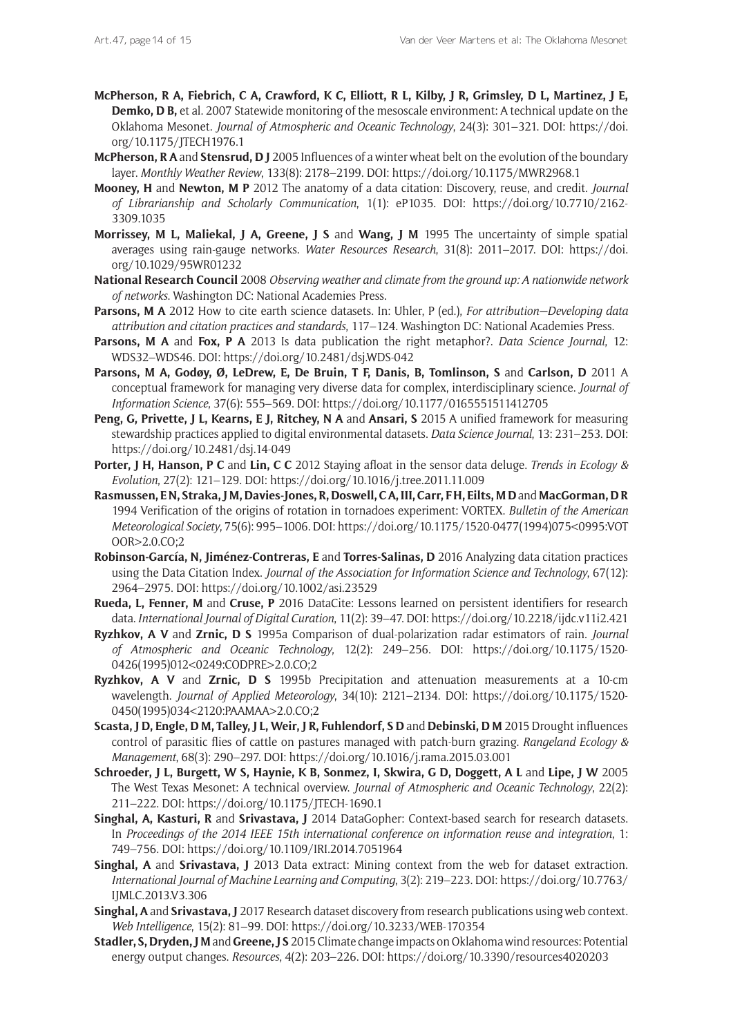**McPherson, R A, Fiebrich, C A, Crawford, K C, Elliott, R L, Kilby, J R, Grimsley, D L, Martinez, J E, Demko, D B,** et al. 2007 Statewide monitoring of the mesoscale environment: A technical update on the Oklahoma Mesonet. *Journal of Atmospheric and Oceanic Technology*, 24(3): 301–321. DOI: https://doi.org/10.1175/JTECH1976.1

**McPherson, R A** and **Stensrud, D J** 2005 Influences of a winter wheat belt on the evolution of the boundary layer. *Monthly Weather Review*, 133(8): 2178–2199. DOI: https://doi.org/10.1175/MWR2968.1

**Mooney, H** and **Newton, M P** 2012 The anatomy of a data citation: Discovery, reuse, and credit. *Journal of Librarianship and Scholarly Communication*, 1(1): eP1035. DOI: https://doi.org/10.7710/2162-3309.1035

**Morrissey, M L, Maliekal, J A, Greene, J S** and **Wang, J M** 1995 The uncertainty of simple spatial averages using rain-gauge networks. *Water Resources Research*, 31(8): 2011–2017. DOI: https://doi.org/10.1029/95WR01232

**National Research Council** 2008 *Observing weather and climate from the ground up: A nationwide network of networks*. Washington DC: National Academies Press.

**Parsons, M A** 2012 How to cite earth science datasets. In: Uhler, P (ed.), *For attribution—Developing data attribution and citation practices and standards*, 117–124. Washington DC: National Academies Press.

**Parsons, M A** and **Fox, P A** 2013 Is data publication the right metaphor?. *Data Science Journal*, 12: WDS32–WDS46. DOI: https://doi.org/10.2481/dsj.WDS-042

**Parsons, M A, Godøy, Ø, LeDrew, E, De Bruin, T F, Danis, B, Tomlinson, S** and **Carlson, D** 2011 A conceptual framework for managing very diverse data for complex, interdisciplinary science. *Journal of Information Science*, 37(6): 555–569. DOI: https://doi.org/10.1177/0165551511412705

**Peng, G, Privette, J L, Kearns, E J, Ritchey, N A** and **Ansari, S** 2015 A unified framework for measuring stewardship practices applied to digital environmental datasets. *Data Science Journal*, 13: 231–253. DOI: https://doi.org/10.2481/dsj.14-049

**Porter, J H, Hanson, P C** and **Lin, C C** 2012 Staying afloat in the sensor data deluge. *Trends in Ecology & Evolution*, 27(2): 121–129. DOI: https://doi.org/10.1016/j.tree.2011.11.009

**Rasmussen, E N, Straka, J M, Davies-Jones, R, Doswell, C A, III, Carr, F H, Eilts, M D** and **MacGorman, D R** 1994 Verification of the origins of rotation in tornadoes experiment: VORTEX. *Bulletin of the American Meteorological Society*, 75(6): 995–1006. DOI: https://doi.org/10.1175/1520-0477(1994)075<0995:VOTOOR>2.0.CO;2

**Robinson-García, N, Jiménez-Contreras, E** and **Torres-Salinas, D** 2016 Analyzing data citation practices using the Data Citation Index. *Journal of the Association for Information Science and Technology*, 67(12): 2964–2975. DOI: https://doi.org/10.1002/asi.23529

**Rueda, L, Fenner, M** and **Cruse, P** 2016 DataCite: Lessons learned on persistent identifiers for research data. *International Journal of Digital Curation*, 11(2): 39–47. DOI: https://doi.org/10.2218/ijdc.v11i2.421

**Ryzhkov, A V** and **Zrnic, D S** 1995a Comparison of dual-polarization radar estimators of rain. *Journal of Atmospheric and Oceanic Technology*, 12(2): 249–256. DOI: https://doi.org/10.1175/1520-0426(1995)012<0249:CODPRE>2.0.CO;2

**Ryzhkov, A V** and **Zrnic, D S** 1995b Precipitation and attenuation measurements at a 10-cm wavelength. *Journal of Applied Meteorology*, 34(10): 2121–2134. DOI: https://doi.org/10.1175/1520-0450(1995)034<2120:PAAMAA>2.0.CO;2

**Scasta, J D, Engle, D M, Talley, J L, Weir, J R, Fuhlendorf, S D** and **Debinski, D M** 2015 Drought influences control of parasitic flies of cattle on pastures managed with patch-burn grazing. *Rangeland Ecology & Management*, 68(3): 290–297. DOI: https://doi.org/10.1016/j.rama.2015.03.001

**Schroeder, J L, Burgett, W S, Haynie, K B, Sonmez, I, Skwira, G D, Doggett, A L** and **Lipe, J W** 2005 The West Texas Mesonet: A technical overview. *Journal of Atmospheric and Oceanic Technology*, 22(2): 211–222. DOI: https://doi.org/10.1175/JTECH-1690.1

**Singhal, A, Kasturi, R** and **Srivastava, J** 2014 DataGopher: Context-based search for research datasets. In *Proceedings of the 2014 IEEE 15th international conference on information reuse and integration*, 1: 749–756. DOI: https://doi.org/10.1109/IRI.2014.7051964

**Singhal, A** and **Srivastava, J** 2013 Data extract: Mining context from the web for dataset extraction. *International Journal of Machine Learning and Computing*, 3(2): 219–223. DOI: https://doi.org/10.7763/IJMLC.2013.V3.306

**Singhal, A** and **Srivastava, J** 2017 Research dataset discovery from research publications using web context. *Web Intelligence*, 15(2): 81–99. DOI: https://doi.org/10.3233/WEB-170354

**Stadler, S, Dryden, J M** and **Greene, J S** 2015 Climate change impacts on Oklahoma wind resources: Potential energy output changes. *Resources*, 4(2): 203–226. DOI: https://doi.org/10.3390/resources4020203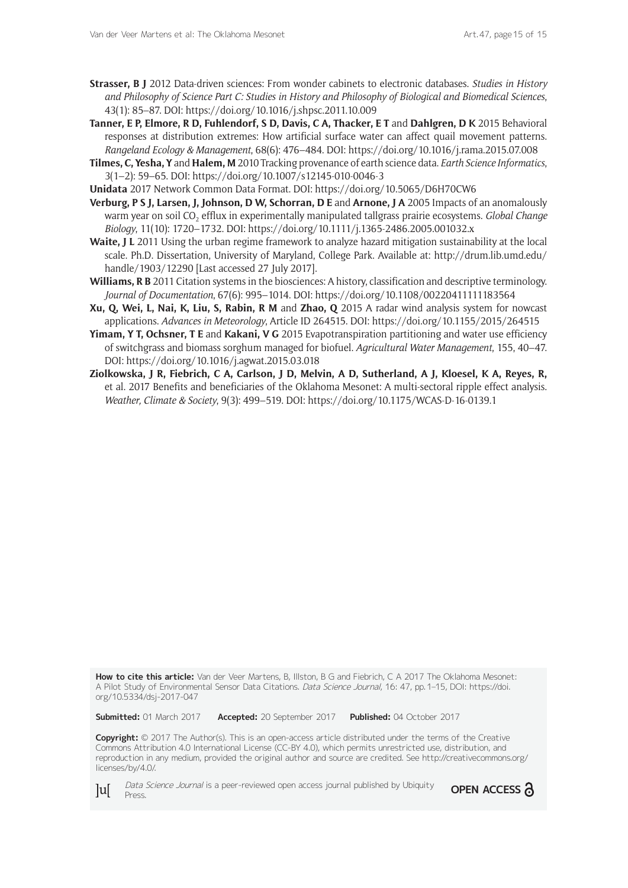**Strasser, B J** 2012 Data-driven sciences: From wonder cabinets to electronic databases. *Studies in History and Philosophy of Science Part C: Studies in History and Philosophy of Biological and Biomedical Sciences*, 43(1): 85–87. DOI: https://doi.org/10.1016/j.shpsc.2011.10.009

**Tanner, E P, Elmore, R D, Fuhlendorf, S D, Davis, C A, Thacker, E T** and **Dahlgren, D K** 2015 Behavioral responses at distribution extremes: How artificial surface water can affect quail movement patterns. *Rangeland Ecology & Management*, 68(6): 476–484. DOI: https://doi.org/10.1016/j.rama.2015.07.008

**Tilmes, C, Yesha, Y** and **Halem, M** 2010 Tracking provenance of earth science data. *Earth Science Informatics*, 3(1–2): 59–65. DOI: https://doi.org/10.1007/s12145-010-0046-3

**Unidata** 2017 Network Common Data Format. DOI: https://doi.org/10.5065/D6H70CW6

**Verburg, P S J, Larsen, J, Johnson, D W, Schorran, D E** and **Arnone, J A** 2005 Impacts of an anomalously warm year on soil $CO_2$ efflux in experimentally manipulated tallgrass prairie ecosystems. *Global Change Biology*, 11(10): 1720–1732. DOI: https://doi.org/10.1111/j.1365-2486.2005.001032.x

**Waite, J L** 2011 Using the urban regime framework to analyze hazard mitigation sustainability at the local scale. Ph.D. Dissertation, University of Maryland, College Park. Available at: http://drum.lib.umd.edu/handle/1903/12290 [Last accessed 27 July 2017].

**Williams, R B** 2011 Citation systems in the biosciences: A history, classification and descriptive terminology. *Journal of Documentation*, 67(6): 995–1014. DOI: https://doi.org/10.1108/00220411111183564

**Xu, Q, Wei, L, Nai, K, Liu, S, Rabin, R M** and **Zhao, Q** 2015 A radar wind analysis system for nowcast applications. *Advances in Meteorology*, Article ID 264515. DOI: https://doi.org/10.1155/2015/264515

**Yimam, Y T, Ochsner, T E** and **Kakani, V G** 2015 Evapotranspiration partitioning and water use efficiency of switchgrass and biomass sorghum managed for biofuel. *Agricultural Water Management*, 155, 40–47. DOI: https://doi.org/10.1016/j.agwat.2015.03.018

**Ziolkowska, J R, Fiebrich, C A, Carlson, J D, Melvin, A D, Sutherland, A J, Kloesel, K A, Reyes, R,** et al. 2017 Benefits and beneficiaries of the Oklahoma Mesonet: A multi-sectoral ripple effect analysis. *Weather, Climate & Society*, 9(3): 499–519. DOI: https://doi.org/10.1175/WCAS-D-16-0139.1

**How to cite this article:** Van der Veer Martens, B, Illston, B G and Fiebrich, C A 2017 The Oklahoma Mesonet: A Pilot Study of Environmental Sensor Data Citations. *Data Science Journal*, 16: 47, pp. 1–15, DOI: https://doi.org/10.5334/dsj-2017-047

**Submitted:** 01 March 2017 **Accepted:** 20 September 2017 **Published:** 04 October 2017

**Copyright:** © 2017 The Author(s). This is an open-access article distributed under the terms of the Creative Commons Attribution 4.0 International License (CC-BY 4.0), which permits unrestricted use, distribution, and reproduction in any medium, provided the original author and source are credited. See http://creativecommons.org/licenses/by/4.0/.

*Data Science Journal* is a peer-reviewed open access journal published by Ubiquity Press.

**OPEN ACCESS**